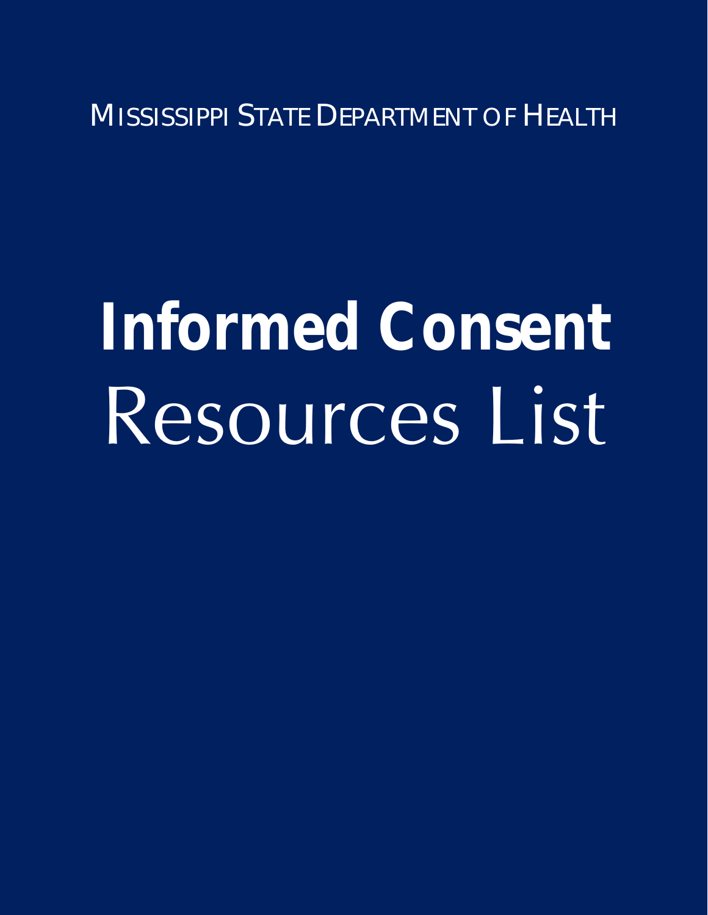MISSISSIPPI STATE DEPARTMENT OF HEALTH

# Informed Consent

# Resources List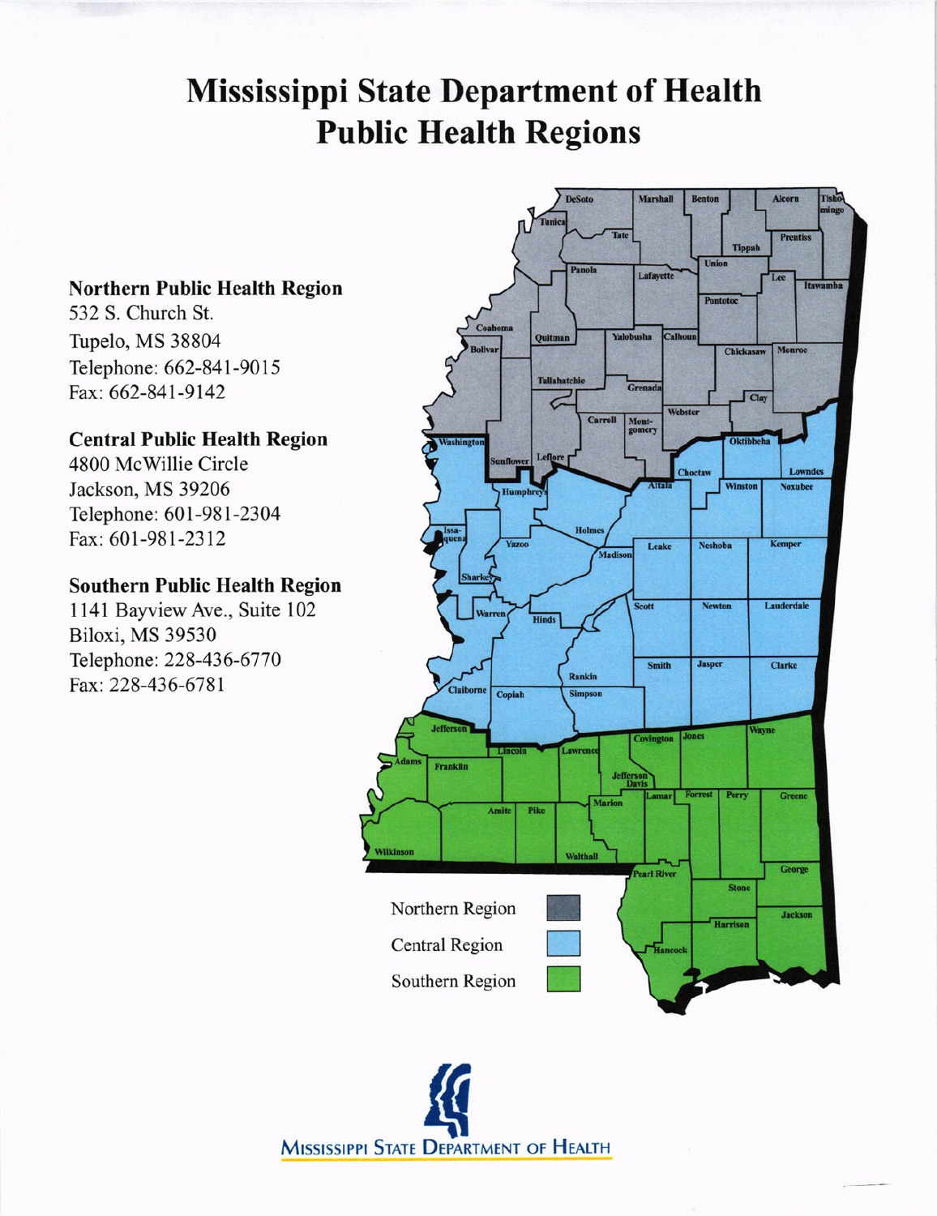# Mississippi State Department of Health
# Public Health Regions

**Northern Public Health Region**
532 S. Church St.
Tupelo, MS 38804
Telephone: 662-841-9015
Fax: 662-841-9142

**Central Public Health Region**
4800 McWillie Circle
Jackson, MS 39206
Telephone: 601-981-2304
Fax: 601-981-2312

**Southern Public Health Region**
1141 Bayview Ave., Suite 102
Biloxi, MS 39530
Telephone: 228-436-6770
Fax: 228-436-6781

Northern Region

Central Region

Southern Region

MISSISSIPPI STATE DEPARTMENT OF HEALTH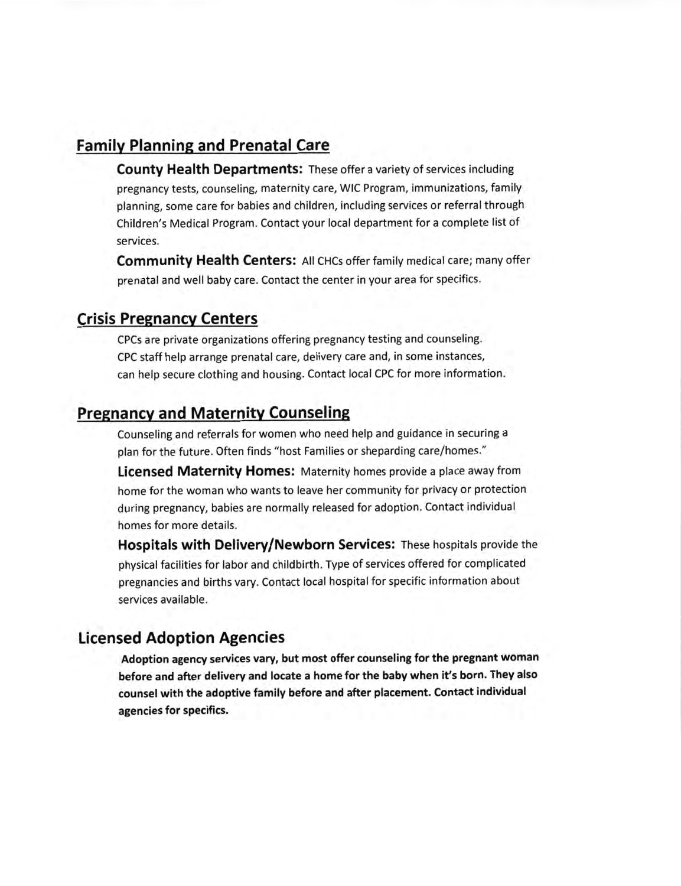## Family Planning and Prenatal Care

**County Health Departments:** These offer a variety of services including pregnancy tests, counseling, maternity care, WIC Program, immunizations, family planning, some care for babies and children, including services or referral through Children's Medical Program. Contact your local department for a complete list of services.

**Community Health Centers:** All CHCs offer family medical care; many offer prenatal and well baby care. Contact the center in your area for specifics.

## Crisis Pregnancy Centers

CPCs are private organizations offering pregnancy testing and counseling. CPC staff help arrange prenatal care, delivery care and, in some instances, can help secure clothing and housing. Contact local CPC for more information.

## Pregnancy and Maternity Counseling

Counseling and referrals for women who need help and guidance in securing a plan for the future. Often finds "host Families or sheparding care/homes."

**Licensed Maternity Homes:** Maternity homes provide a place away from home for the woman who wants to leave her community for privacy or protection during pregnancy, babies are normally released for adoption. Contact individual homes for more details.

**Hospitals with Delivery/Newborn Services:** These hospitals provide the physical facilities for labor and childbirth. Type of services offered for complicated pregnancies and births vary. Contact local hospital for specific information about services available.

## Licensed Adoption Agencies

**Adoption agency services vary, but most offer counseling for the pregnant woman before and after delivery and locate a home for the baby when it's born. They also counsel with the adoptive family before and after placement. Contact individual agencies for specifics.**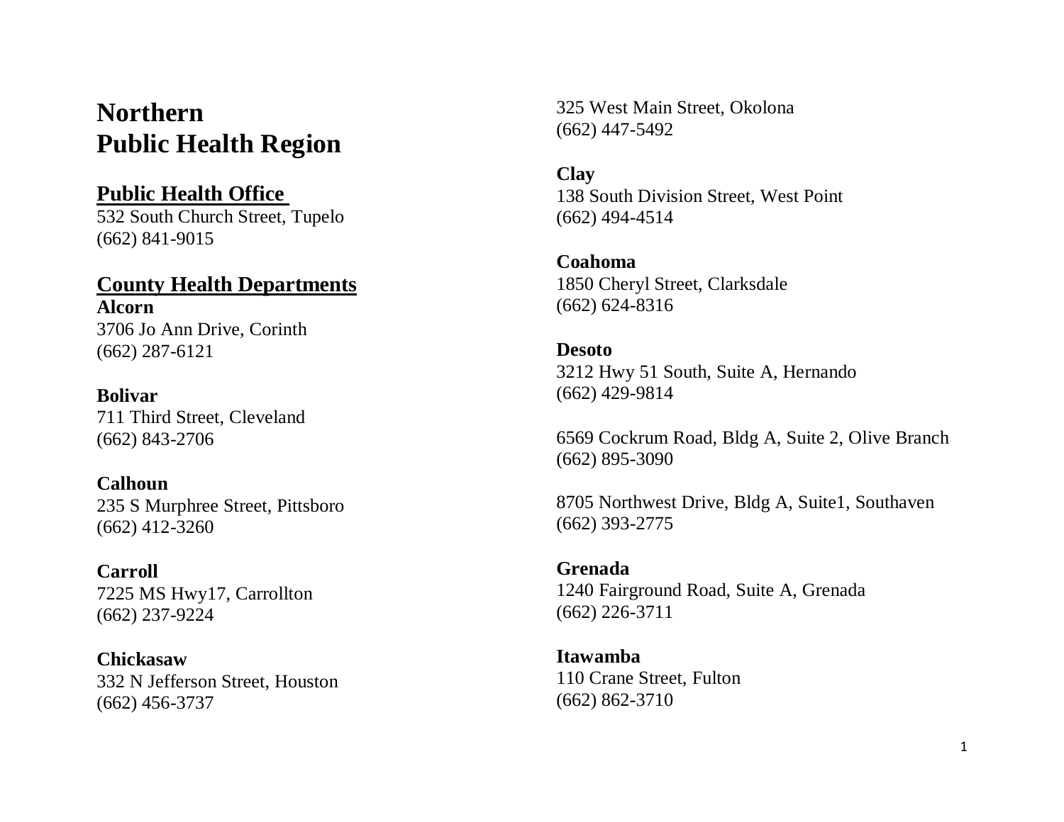# Northern Public Health Region

## Public Health Office

532 South Church Street, Tupelo
(662) 841-9015

## County Health Departments

**Alcorn**
3706 Jo Ann Drive, Corinth
(662) 287-6121

**Bolivar**
711 Third Street, Cleveland
(662) 843-2706

**Calhoun**
235 S Murphree Street, Pittsboro
(662) 412-3260

**Carroll**
7225 MS Hwy17, Carrollton
(662) 237-9224

**Chickasaw**
332 N Jefferson Street, Houston
(662) 456-3737

325 West Main Street, Okolona
(662) 447-5492

**Clay**
138 South Division Street, West Point
(662) 494-4514

**Coahoma**
1850 Cheryl Street, Clarksdale
(662) 624-8316

**Desoto**
3212 Hwy 51 South, Suite A, Hernando
(662) 429-9814

6569 Cockrum Road, Bldg A, Suite 2, Olive Branch
(662) 895-3090

8705 Northwest Drive, Bldg A, Suite1, Southaven
(662) 393-2775

**Grenada**
1240 Fairground Road, Suite A, Grenada
(662) 226-3711

**Itawamba**
110 Crane Street, Fulton
(662) 862-3710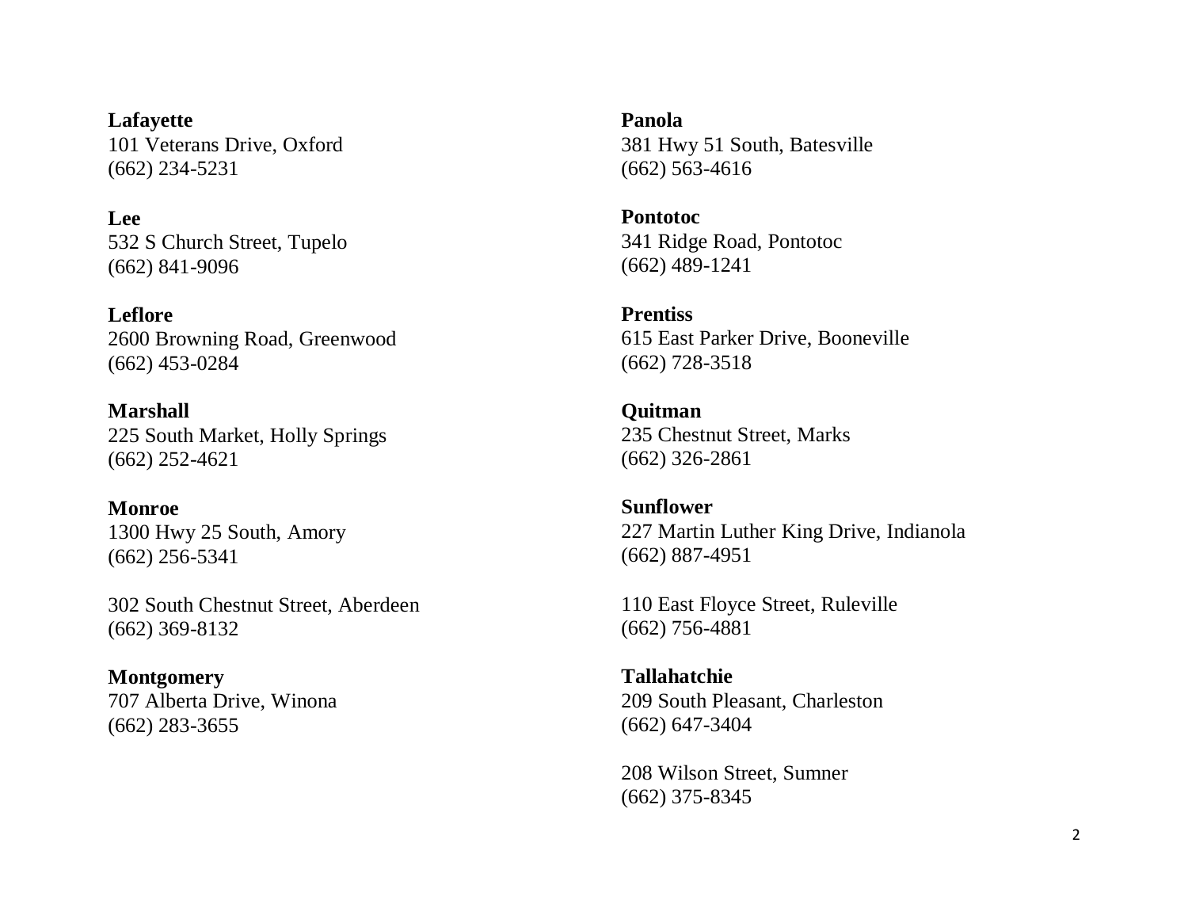**Lafayette**
101 Veterans Drive, Oxford
(662) 234-5231

**Lee**
532 S Church Street, Tupelo
(662) 841-9096

**Leflore**
2600 Browning Road, Greenwood
(662) 453-0284

**Marshall**
225 South Market, Holly Springs
(662) 252-4621

**Monroe**
1300 Hwy 25 South, Amory
(662) 256-5341

302 South Chestnut Street, Aberdeen
(662) 369-8132

**Montgomery**
707 Alberta Drive, Winona
(662) 283-3655

**Panola**
381 Hwy 51 South, Batesville
(662) 563-4616

**Pontotoc**
341 Ridge Road, Pontotoc
(662) 489-1241

**Prentiss**
615 East Parker Drive, Booneville
(662) 728-3518

**Quitman**
235 Chestnut Street, Marks
(662) 326-2861

**Sunflower**
227 Martin Luther King Drive, Indianola
(662) 887-4951

110 East Floyce Street, Ruleville
(662) 756-4881

**Tallahatchie**
209 South Pleasant, Charleston
(662) 647-3404

208 Wilson Street, Sumner
(662) 375-8345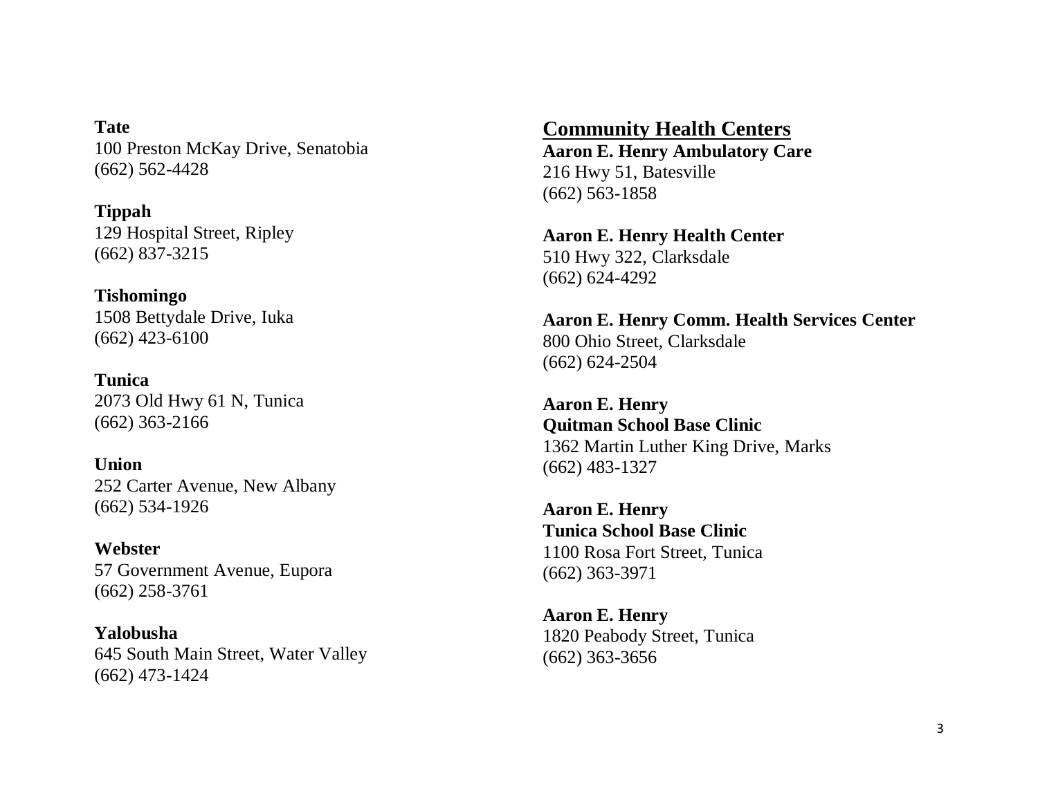**Tate**
100 Preston McKay Drive, Senatobia
(662) 562-4428

**Tippah**
129 Hospital Street, Ripley
(662) 837-3215

**Tishomingo**
1508 Bettydale Drive, Iuka
(662) 423-6100

**Tunica**
2073 Old Hwy 61 N, Tunica
(662) 363-2166

**Union**
252 Carter Avenue, New Albany
(662) 534-1926

**Webster**
57 Government Avenue, Eupora
(662) 258-3761

**Yalobusha**
645 South Main Street, Water Valley
(662) 473-1424

## Community Health Centers

**Aaron E. Henry Ambulatory Care**
216 Hwy 51, Batesville
(662) 563-1858

**Aaron E. Henry Health Center**
510 Hwy 322, Clarksdale
(662) 624-4292

**Aaron E. Henry Comm. Health Services Center**
800 Ohio Street, Clarksdale
(662) 624-2504

**Aaron E. Henry**
**Quitman School Base Clinic**
1362 Martin Luther King Drive, Marks
(662) 483-1327

**Aaron E. Henry**
**Tunica School Base Clinic**
1100 Rosa Fort Street, Tunica
(662) 363-3971

**Aaron E. Henry**
1820 Peabody Street, Tunica
(662) 363-3656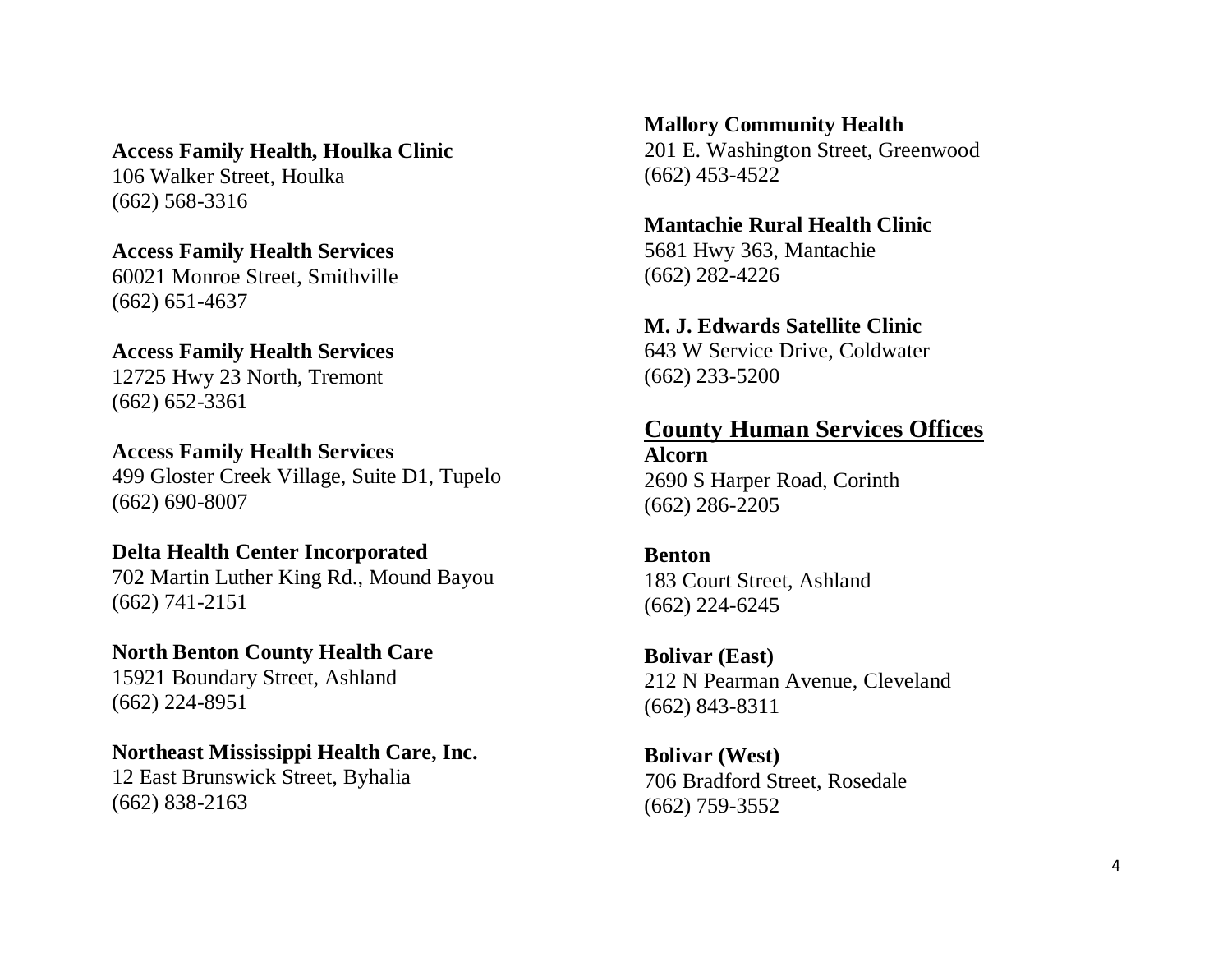**Access Family Health, Houlka Clinic**
106 Walker Street, Houlka
(662) 568-3316

**Access Family Health Services**
60021 Monroe Street, Smithville
(662) 651-4637

**Access Family Health Services**
12725 Hwy 23 North, Tremont
(662) 652-3361

**Access Family Health Services**
499 Gloster Creek Village, Suite D1, Tupelo
(662) 690-8007

**Delta Health Center Incorporated**
702 Martin Luther King Rd., Mound Bayou
(662) 741-2151

**North Benton County Health Care**
15921 Boundary Street, Ashland
(662) 224-8951

**Northeast Mississippi Health Care, Inc.**
12 East Brunswick Street, Byhalia
(662) 838-2163

**Mallory Community Health**
201 E. Washington Street, Greenwood
(662) 453-4522

**Mantachie Rural Health Clinic**
5681 Hwy 363, Mantachie
(662) 282-4226

**M. J. Edwards Satellite Clinic**
643 W Service Drive, Coldwater
(662) 233-5200

## County Human Services Offices

**Alcorn**
2690 S Harper Road, Corinth
(662) 286-2205

**Benton**
183 Court Street, Ashland
(662) 224-6245

**Bolivar (East)**
212 N Pearman Avenue, Cleveland
(662) 843-8311

**Bolivar (West)**
706 Bradford Street, Rosedale
(662) 759-3552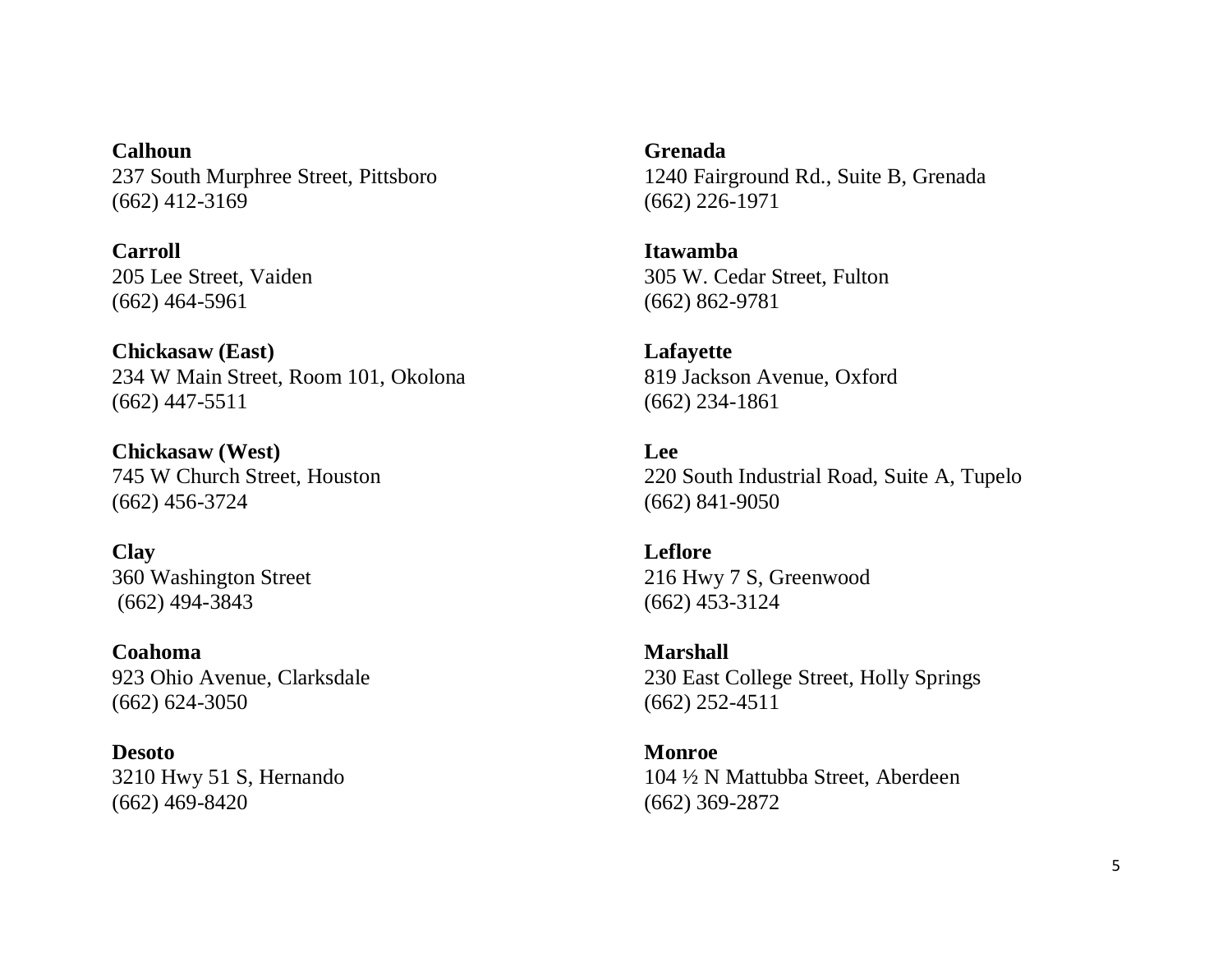**Calhoun**
237 South Murphree Street, Pittsboro
(662) 412-3169

**Carroll**
205 Lee Street, Vaiden
(662) 464-5961

**Chickasaw (East)**
234 W Main Street, Room 101, Okolona
(662) 447-5511

**Chickasaw (West)**
745 W Church Street, Houston
(662) 456-3724

**Clay**
360 Washington Street
(662) 494-3843

**Coahoma**
923 Ohio Avenue, Clarksdale
(662) 624-3050

**Desoto**
3210 Hwy 51 S, Hernando
(662) 469-8420

**Grenada**
1240 Fairground Rd., Suite B, Grenada
(662) 226-1971

**Itawamba**
305 W. Cedar Street, Fulton
(662) 862-9781

**Lafayette**
819 Jackson Avenue, Oxford
(662) 234-1861

**Lee**
220 South Industrial Road, Suite A, Tupelo
(662) 841-9050

**Leflore**
216 Hwy 7 S, Greenwood
(662) 453-3124

**Marshall**
230 East College Street, Holly Springs
(662) 252-4511

**Monroe**
104 ½ N Mattubba Street, Aberdeen
(662) 369-2872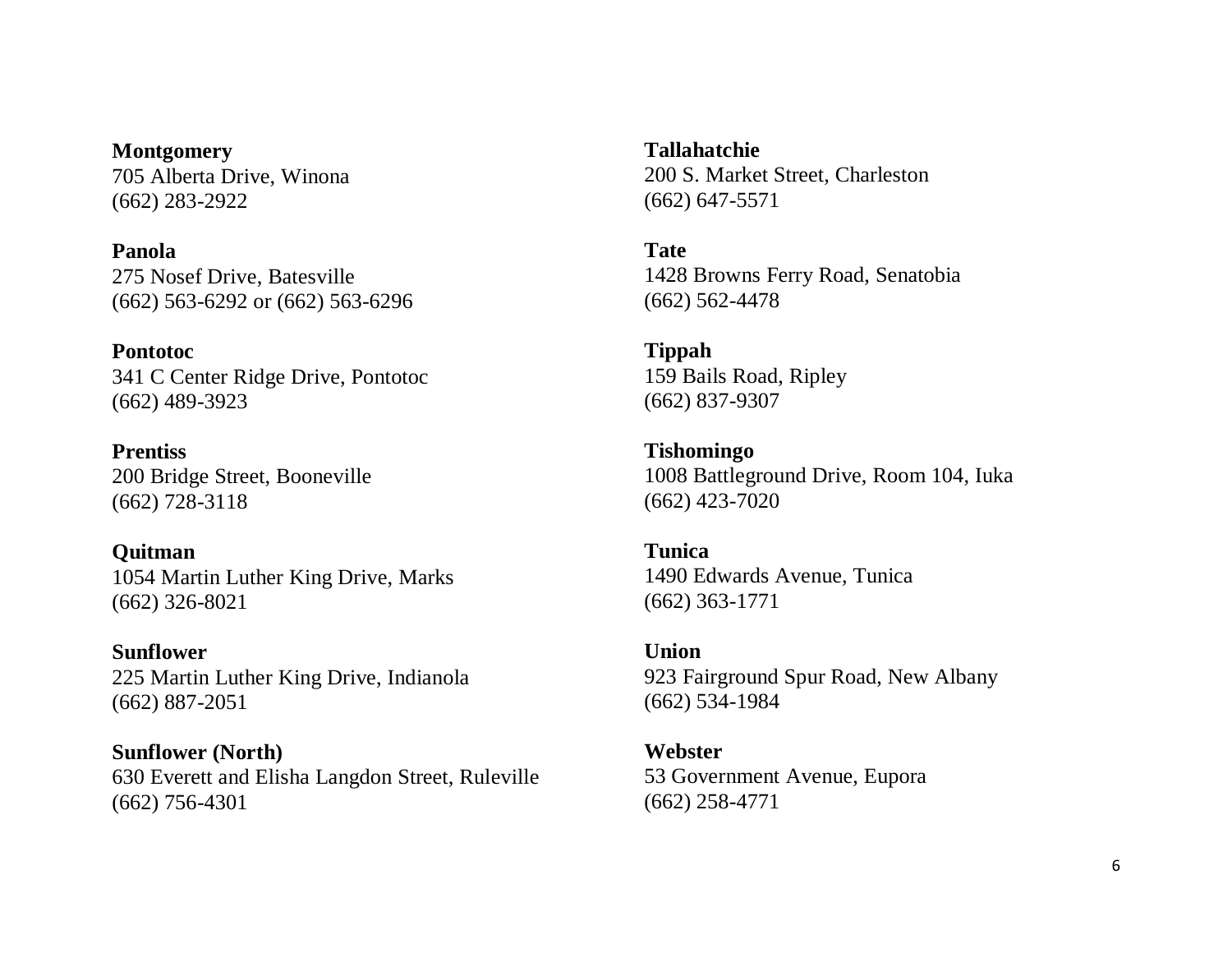**Montgomery**
705 Alberta Drive, Winona
(662) 283-2922

**Panola**
275 Nosef Drive, Batesville
(662) 563-6292 or (662) 563-6296

**Pontotoc**
341 C Center Ridge Drive, Pontotoc
(662) 489-3923

**Prentiss**
200 Bridge Street, Booneville
(662) 728-3118

**Quitman**
1054 Martin Luther King Drive, Marks
(662) 326-8021

**Sunflower**
225 Martin Luther King Drive, Indianola
(662) 887-2051

**Sunflower (North)**
630 Everett and Elisha Langdon Street, Ruleville
(662) 756-4301

**Tallahatchie**
200 S. Market Street, Charleston
(662) 647-5571

**Tate**
1428 Browns Ferry Road, Senatobia
(662) 562-4478

**Tippah**
159 Bails Road, Ripley
(662) 837-9307

**Tishomingo**
1008 Battleground Drive, Room 104, Iuka
(662) 423-7020

**Tunica**
1490 Edwards Avenue, Tunica
(662) 363-1771

**Union**
923 Fairground Spur Road, New Albany
(662) 534-1984

**Webster**
53 Government Avenue, Eupora
(662) 258-4771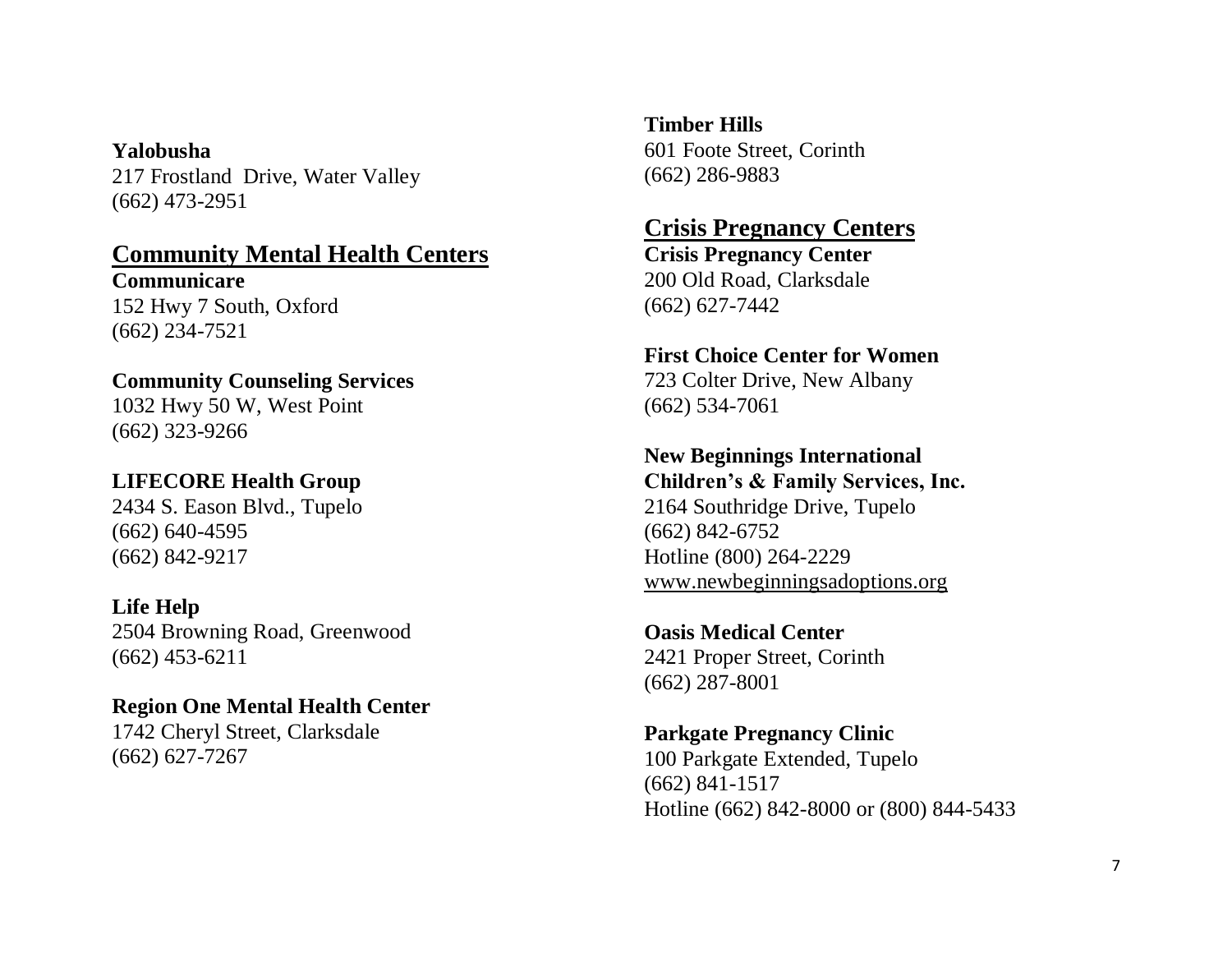**Yalobusha**
217 Frostland Drive, Water Valley
(662) 473-2951

## Community Mental Health Centers

**Communicare**
152 Hwy 7 South, Oxford
(662) 234-7521

**Community Counseling Services**
1032 Hwy 50 W, West Point
(662) 323-9266

**LIFECORE Health Group**
2434 S. Eason Blvd., Tupelo
(662) 640-4595
(662) 842-9217

**Life Help**
2504 Browning Road, Greenwood
(662) 453-6211

**Region One Mental Health Center**
1742 Cheryl Street, Clarksdale
(662) 627-7267

**Timber Hills**
601 Foote Street, Corinth
(662) 286-9883

## Crisis Pregnancy Centers

**Crisis Pregnancy Center**
200 Old Road, Clarksdale
(662) 627-7442

**First Choice Center for Women**
723 Colter Drive, New Albany
(662) 534-7061

**New Beginnings International Children's & Family Services, Inc.**
2164 Southridge Drive, Tupelo
(662) 842-6752
Hotline (800) 264-2229
www.newbeginningsadoptions.org

**Oasis Medical Center**
2421 Proper Street, Corinth
(662) 287-8001

**Parkgate Pregnancy Clinic**
100 Parkgate Extended, Tupelo
(662) 841-1517
Hotline (662) 842-8000 or (800) 844-5433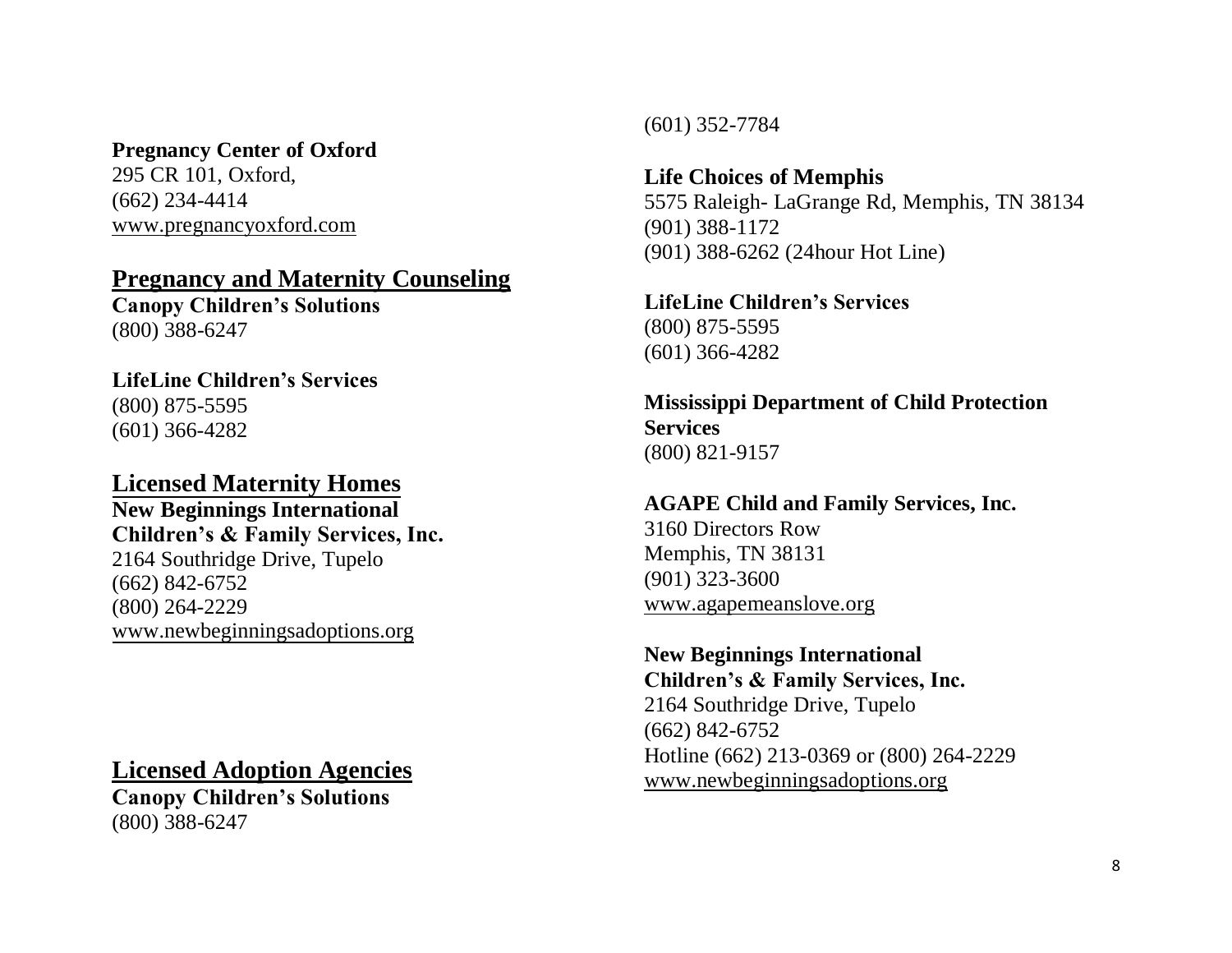**Pregnancy Center of Oxford**
295 CR 101, Oxford,
(662) 234-4414
www.pregnancyoxford.com

## Pregnancy and Maternity Counseling

**Canopy Children's Solutions**
(800) 388-6247

**LifeLine Children's Services**
(800) 875-5595
(601) 366-4282

## Licensed Maternity Homes

**New Beginnings International Children's & Family Services, Inc.**
2164 Southridge Drive, Tupelo
(662) 842-6752
(800) 264-2229
www.newbeginningsadoptions.org

## Licensed Adoption Agencies

**Canopy Children's Solutions**
(800) 388-6247
(601) 352-7784

**Life Choices of Memphis**
5575 Raleigh- LaGrange Rd, Memphis, TN 38134
(901) 388-1172
(901) 388-6262 (24hour Hot Line)

**LifeLine Children's Services**
(800) 875-5595
(601) 366-4282

**Mississippi Department of Child Protection Services**
(800) 821-9157

**AGAPE Child and Family Services, Inc.**
3160 Directors Row
Memphis, TN 38131
(901) 323-3600
www.agapemeanslove.org

**New Beginnings International Children's & Family Services, Inc.**
2164 Southridge Drive, Tupelo
(662) 842-6752
Hotline (662) 213-0369 or (800) 264-2229
www.newbeginningsadoptions.org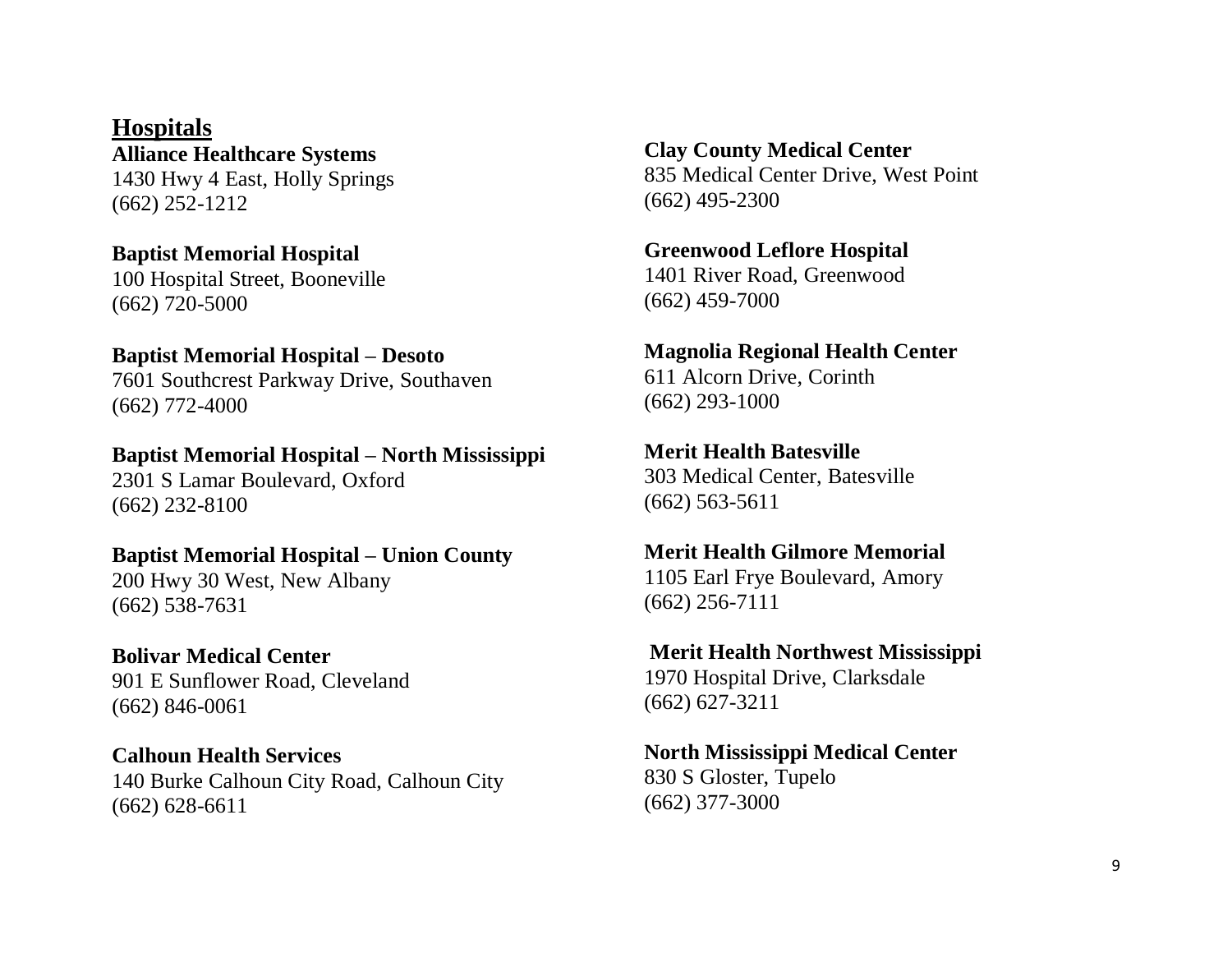## Hospitals

**Alliance Healthcare Systems**
1430 Hwy 4 East, Holly Springs
(662) 252-1212

**Baptist Memorial Hospital**
100 Hospital Street, Booneville
(662) 720-5000

**Baptist Memorial Hospital – Desoto**
7601 Southcrest Parkway Drive, Southaven
(662) 772-4000

**Baptist Memorial Hospital – North Mississippi**
2301 S Lamar Boulevard, Oxford
(662) 232-8100

**Baptist Memorial Hospital – Union County**
200 Hwy 30 West, New Albany
(662) 538-7631

**Bolivar Medical Center**
901 E Sunflower Road, Cleveland
(662) 846-0061

**Calhoun Health Services**
140 Burke Calhoun City Road, Calhoun City
(662) 628-6611

**Clay County Medical Center**
835 Medical Center Drive, West Point
(662) 495-2300

**Greenwood Leflore Hospital**
1401 River Road, Greenwood
(662) 459-7000

**Magnolia Regional Health Center**
611 Alcorn Drive, Corinth
(662) 293-1000

**Merit Health Batesville**
303 Medical Center, Batesville
(662) 563-5611

**Merit Health Gilmore Memorial**
1105 Earl Frye Boulevard, Amory
(662) 256-7111

**Merit Health Northwest Mississippi**
1970 Hospital Drive, Clarksdale
(662) 627-3211

**North Mississippi Medical Center**
830 S Gloster, Tupelo
(662) 377-3000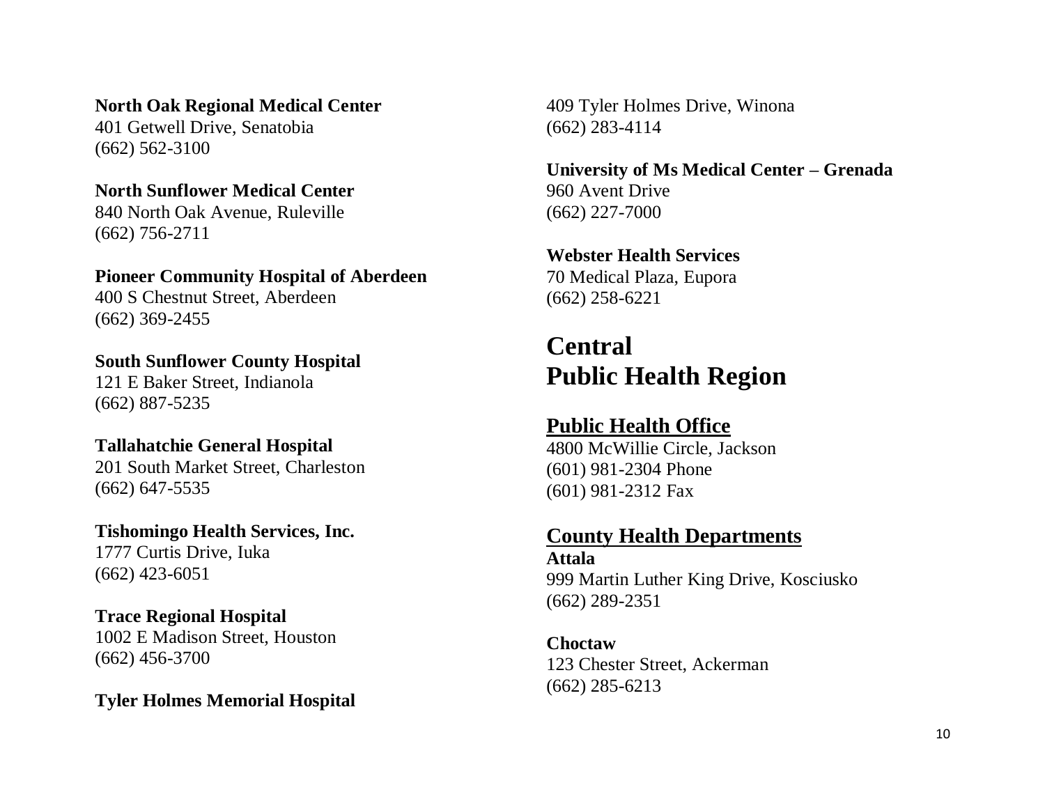**North Oak Regional Medical Center**
401 Getwell Drive, Senatobia
(662) 562-3100

**North Sunflower Medical Center**
840 North Oak Avenue, Ruleville
(662) 756-2711

**Pioneer Community Hospital of Aberdeen**
400 S Chestnut Street, Aberdeen
(662) 369-2455

**South Sunflower County Hospital**
121 E Baker Street, Indianola
(662) 887-5235

**Tallahatchie General Hospital**
201 South Market Street, Charleston
(662) 647-5535

**Tishomingo Health Services, Inc.**
1777 Curtis Drive, Iuka
(662) 423-6051

**Trace Regional Hospital**
1002 E Madison Street, Houston
(662) 456-3700

**Tyler Holmes Memorial Hospital**
409 Tyler Holmes Drive, Winona
(662) 283-4114

**University of Ms Medical Center – Grenada**
960 Avent Drive
(662) 227-7000

**Webster Health Services**
70 Medical Plaza, Eupora
(662) 258-6221

# Central Public Health Region

## Public Health Office

4800 McWillie Circle, Jackson
(601) 981-2304 Phone
(601) 981-2312 Fax

## County Health Departments

**Attala**
999 Martin Luther King Drive, Kosciusko
(662) 289-2351

**Choctaw**
123 Chester Street, Ackerman
(662) 285-6213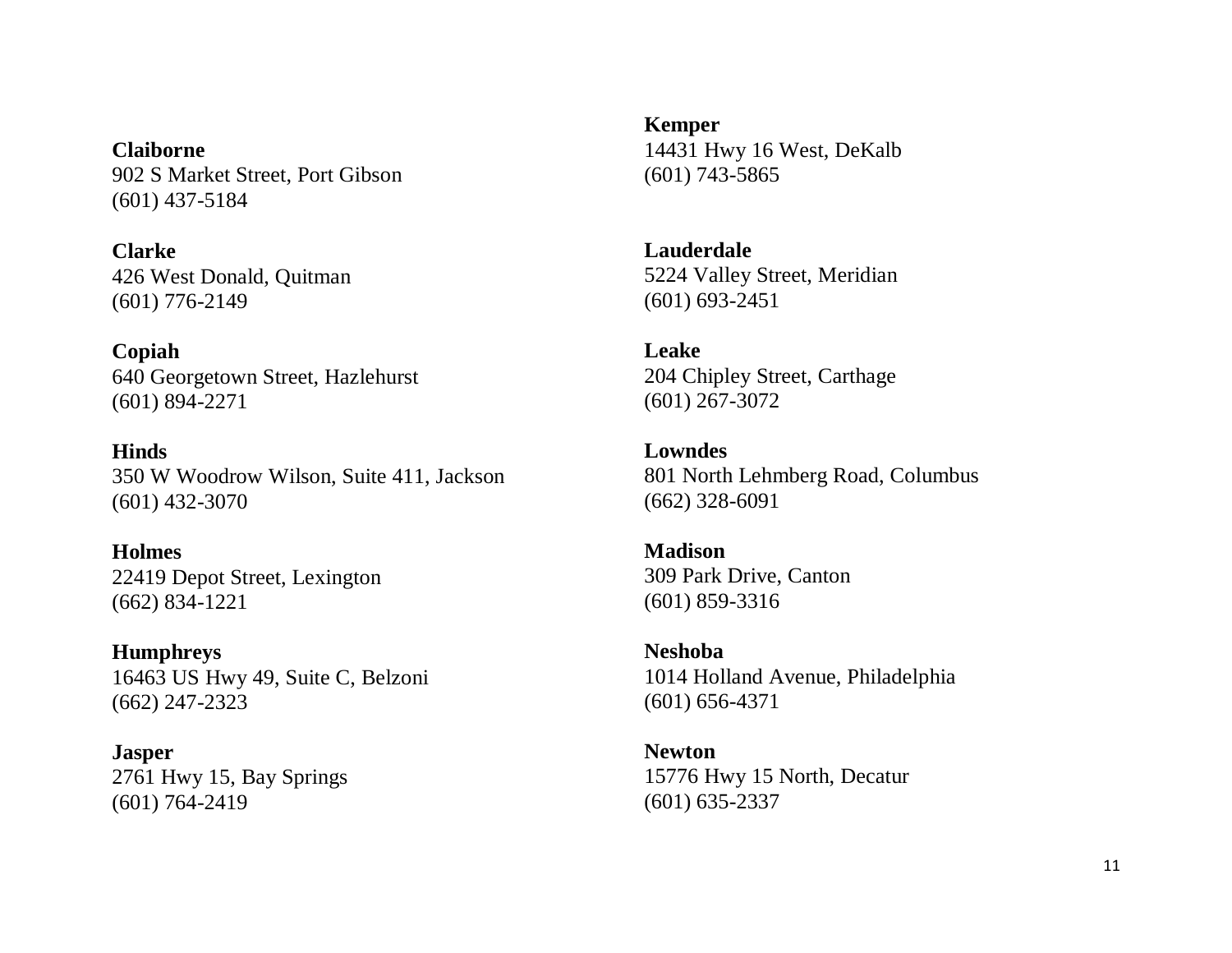**Claiborne**
902 S Market Street, Port Gibson
(601) 437-5184

**Clarke**
426 West Donald, Quitman
(601) 776-2149

**Copiah**
640 Georgetown Street, Hazlehurst
(601) 894-2271

**Hinds**
350 W Woodrow Wilson, Suite 411, Jackson
(601) 432-3070

**Holmes**
22419 Depot Street, Lexington
(662) 834-1221

**Humphreys**
16463 US Hwy 49, Suite C, Belzoni
(662) 247-2323

**Jasper**
2761 Hwy 15, Bay Springs
(601) 764-2419

**Kemper**
14431 Hwy 16 West, DeKalb
(601) 743-5865

**Lauderdale**
5224 Valley Street, Meridian
(601) 693-2451

**Leake**
204 Chipley Street, Carthage
(601) 267-3072

**Lowndes**
801 North Lehmberg Road, Columbus
(662) 328-6091

**Madison**
309 Park Drive, Canton
(601) 859-3316

**Neshoba**
1014 Holland Avenue, Philadelphia
(601) 656-4371

**Newton**
15776 Hwy 15 North, Decatur
(601) 635-2337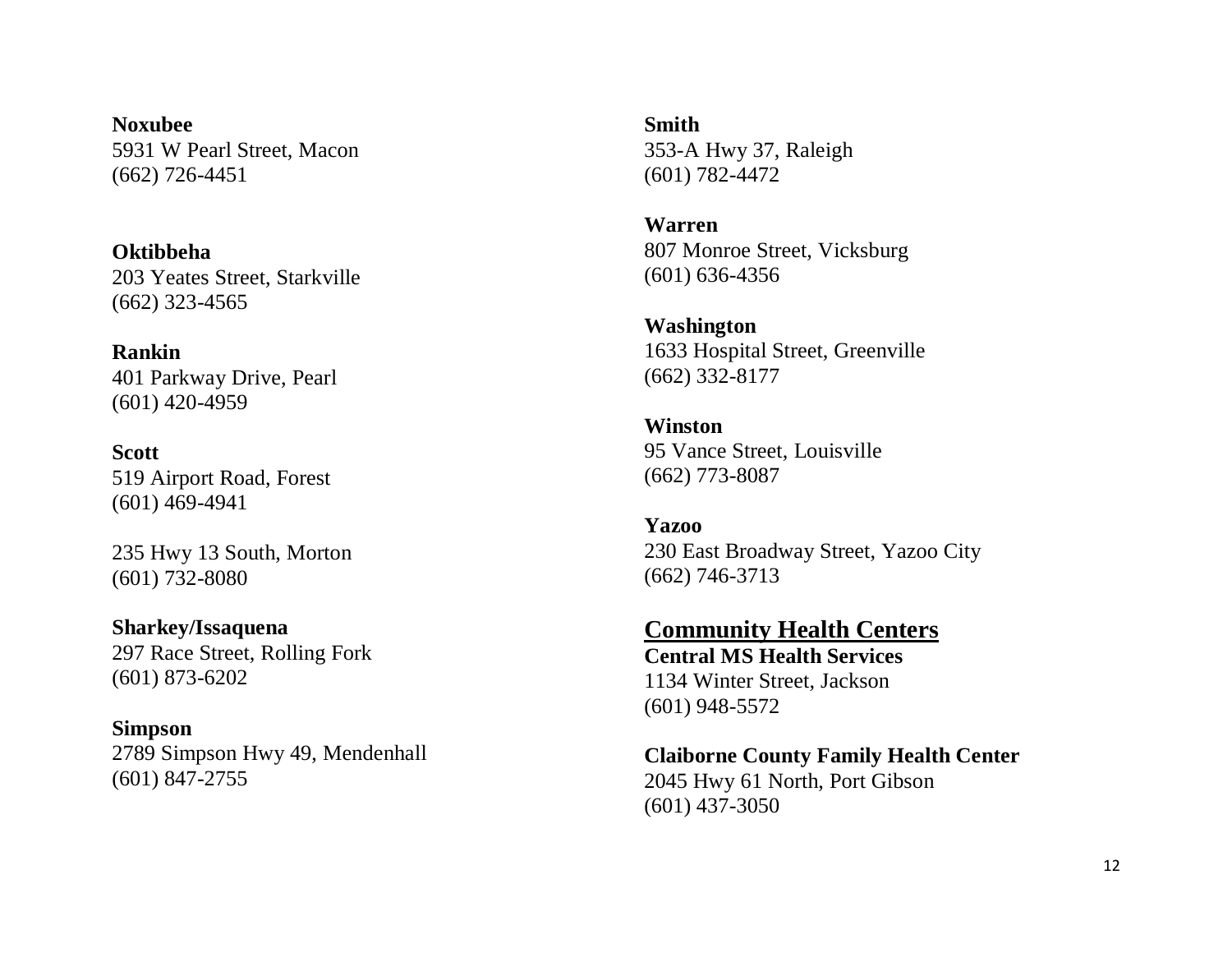**Noxubee**
5931 W Pearl Street, Macon
(662) 726-4451

**Oktibbeha**
203 Yeates Street, Starkville
(662) 323-4565

**Rankin**
401 Parkway Drive, Pearl
(601) 420-4959

**Scott**
519 Airport Road, Forest
(601) 469-4941

235 Hwy 13 South, Morton
(601) 732-8080

**Sharkey/Issaquena**
297 Race Street, Rolling Fork
(601) 873-6202

**Simpson**
2789 Simpson Hwy 49, Mendenhall
(601) 847-2755

**Smith**
353-A Hwy 37, Raleigh
(601) 782-4472

**Warren**
807 Monroe Street, Vicksburg
(601) 636-4356

**Washington**
1633 Hospital Street, Greenville
(662) 332-8177

**Winston**
95 Vance Street, Louisville
(662) 773-8087

**Yazoo**
230 East Broadway Street, Yazoo City
(662) 746-3713

## Community Health Centers

**Central MS Health Services**
1134 Winter Street, Jackson
(601) 948-5572

**Claiborne County Family Health Center**
2045 Hwy 61 North, Port Gibson
(601) 437-3050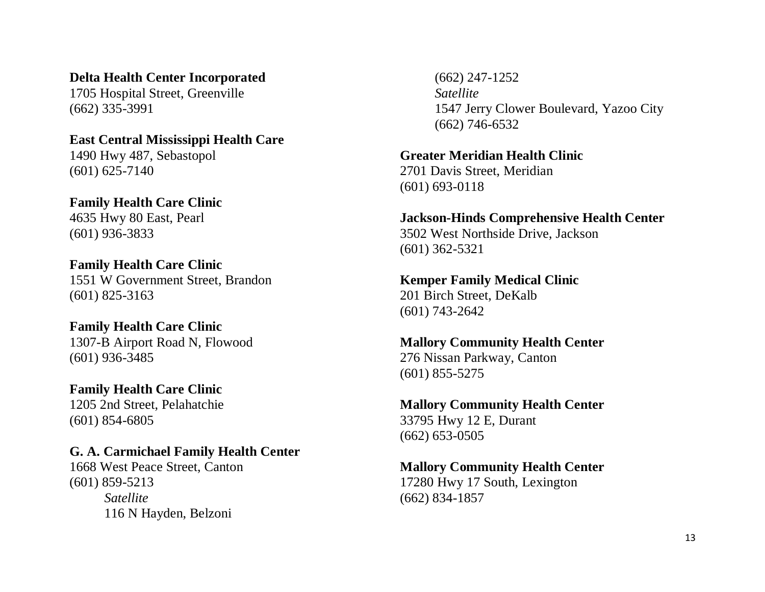**Delta Health Center Incorporated**
1705 Hospital Street, Greenville
(662) 335-3991

**East Central Mississippi Health Care**
1490 Hwy 487, Sebastopol
(601) 625-7140

**Family Health Care Clinic**
4635 Hwy 80 East, Pearl
(601) 936-3833

**Family Health Care Clinic**
1551 W Government Street, Brandon
(601) 825-3163

**Family Health Care Clinic**
1307-B Airport Road N, Flowood
(601) 936-3485

**Family Health Care Clinic**
1205 2nd Street, Pelahatchie
(601) 854-6805

**G. A. Carmichael Family Health Center**
1668 West Peace Street, Canton
(601) 859-5213

> *Satellite*
> 116 N Hayden, Belzoni
> (662) 247-1252
>
> *Satellite*
> 1547 Jerry Clower Boulevard, Yazoo City
> (662) 746-6532

**Greater Meridian Health Clinic**
2701 Davis Street, Meridian
(601) 693-0118

**Jackson-Hinds Comprehensive Health Center**
3502 West Northside Drive, Jackson
(601) 362-5321

**Kemper Family Medical Clinic**
201 Birch Street, DeKalb
(601) 743-2642

**Mallory Community Health Center**
276 Nissan Parkway, Canton
(601) 855-5275

**Mallory Community Health Center**
33795 Hwy 12 E, Durant
(662) 653-0505

**Mallory Community Health Center**
17280 Hwy 17 South, Lexington
(662) 834-1857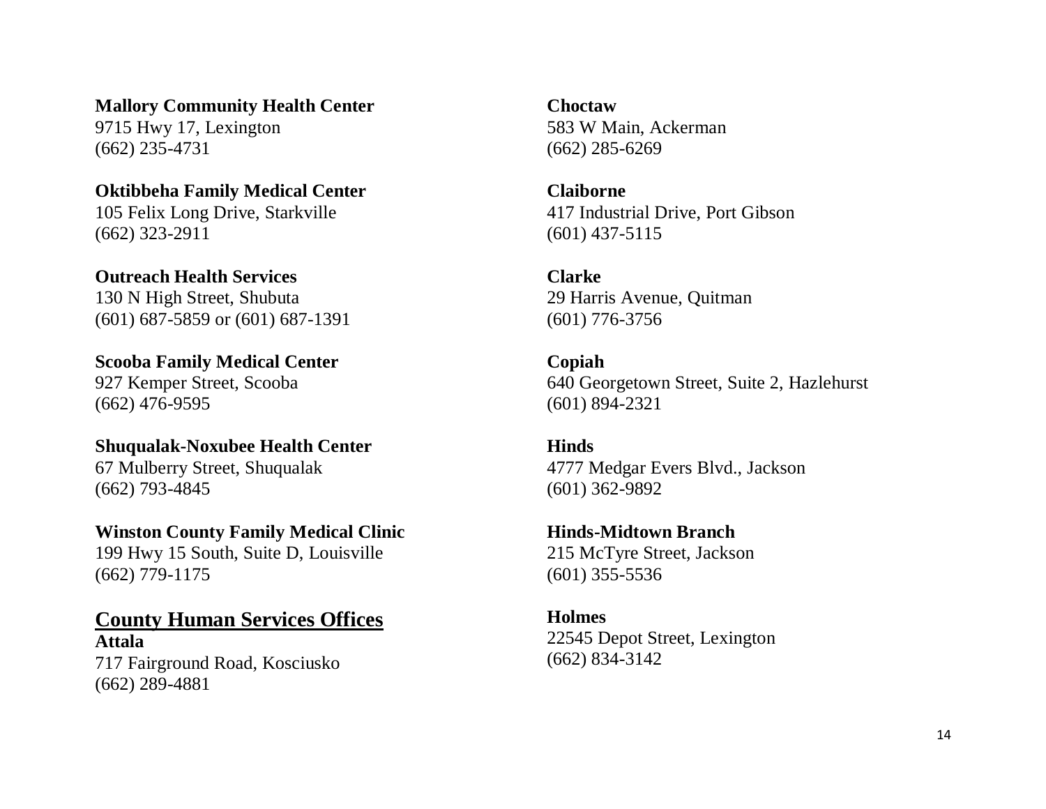**Mallory Community Health Center**
9715 Hwy 17, Lexington
(662) 235-4731

**Oktibbeha Family Medical Center**
105 Felix Long Drive, Starkville
(662) 323-2911

**Outreach Health Services**
130 N High Street, Shubuta
(601) 687-5859 or (601) 687-1391

**Scooba Family Medical Center**
927 Kemper Street, Scooba
(662) 476-9595

**Shuqualak-Noxubee Health Center**
67 Mulberry Street, Shuqualak
(662) 793-4845

**Winston County Family Medical Clinic**
199 Hwy 15 South, Suite D, Louisville
(662) 779-1175

## County Human Services Offices

**Attala**
717 Fairground Road, Kosciusko
(662) 289-4881

**Choctaw**
583 W Main, Ackerman
(662) 285-6269

**Claiborne**
417 Industrial Drive, Port Gibson
(601) 437-5115

**Clarke**
29 Harris Avenue, Quitman
(601) 776-3756

**Copiah**
640 Georgetown Street, Suite 2, Hazlehurst
(601) 894-2321

**Hinds**
4777 Medgar Evers Blvd., Jackson
(601) 362-9892

**Hinds-Midtown Branch**
215 McTyre Street, Jackson
(601) 355-5536

**Holmes**
22545 Depot Street, Lexington
(662) 834-3142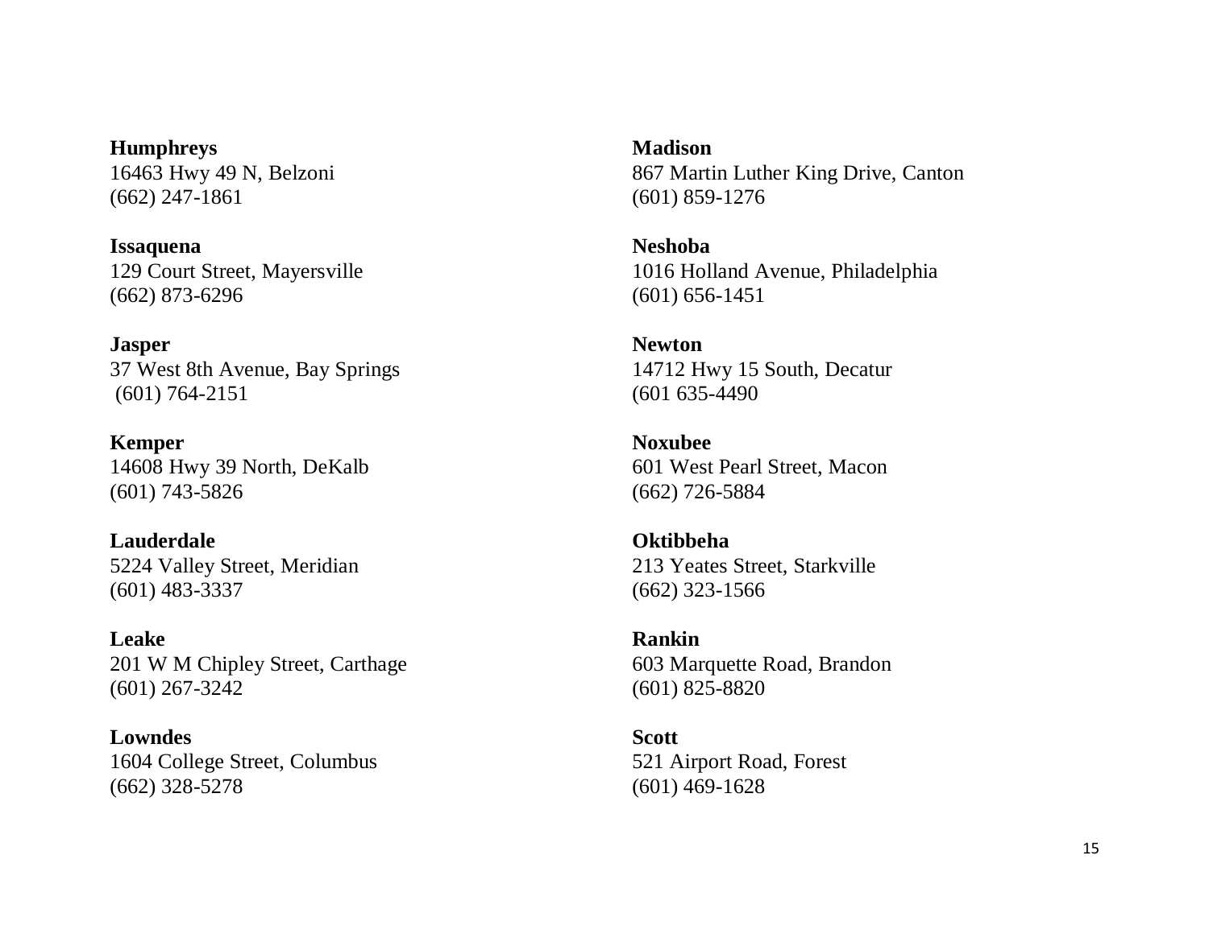**Humphreys**
16463 Hwy 49 N, Belzoni
(662) 247-1861

**Issaquena**
129 Court Street, Mayersville
(662) 873-6296

**Jasper**
37 West 8th Avenue, Bay Springs
(601) 764-2151

**Kemper**
14608 Hwy 39 North, DeKalb
(601) 743-5826

**Lauderdale**
5224 Valley Street, Meridian
(601) 483-3337

**Leake**
201 W M Chipley Street, Carthage
(601) 267-3242

**Lowndes**
1604 College Street, Columbus
(662) 328-5278

**Madison**
867 Martin Luther King Drive, Canton
(601) 859-1276

**Neshoba**
1016 Holland Avenue, Philadelphia
(601) 656-1451

**Newton**
14712 Hwy 15 South, Decatur
(601 635-4490

**Noxubee**
601 West Pearl Street, Macon
(662) 726-5884

**Oktibbeha**
213 Yeates Street, Starkville
(662) 323-1566

**Rankin**
603 Marquette Road, Brandon
(601) 825-8820

**Scott**
521 Airport Road, Forest
(601) 469-1628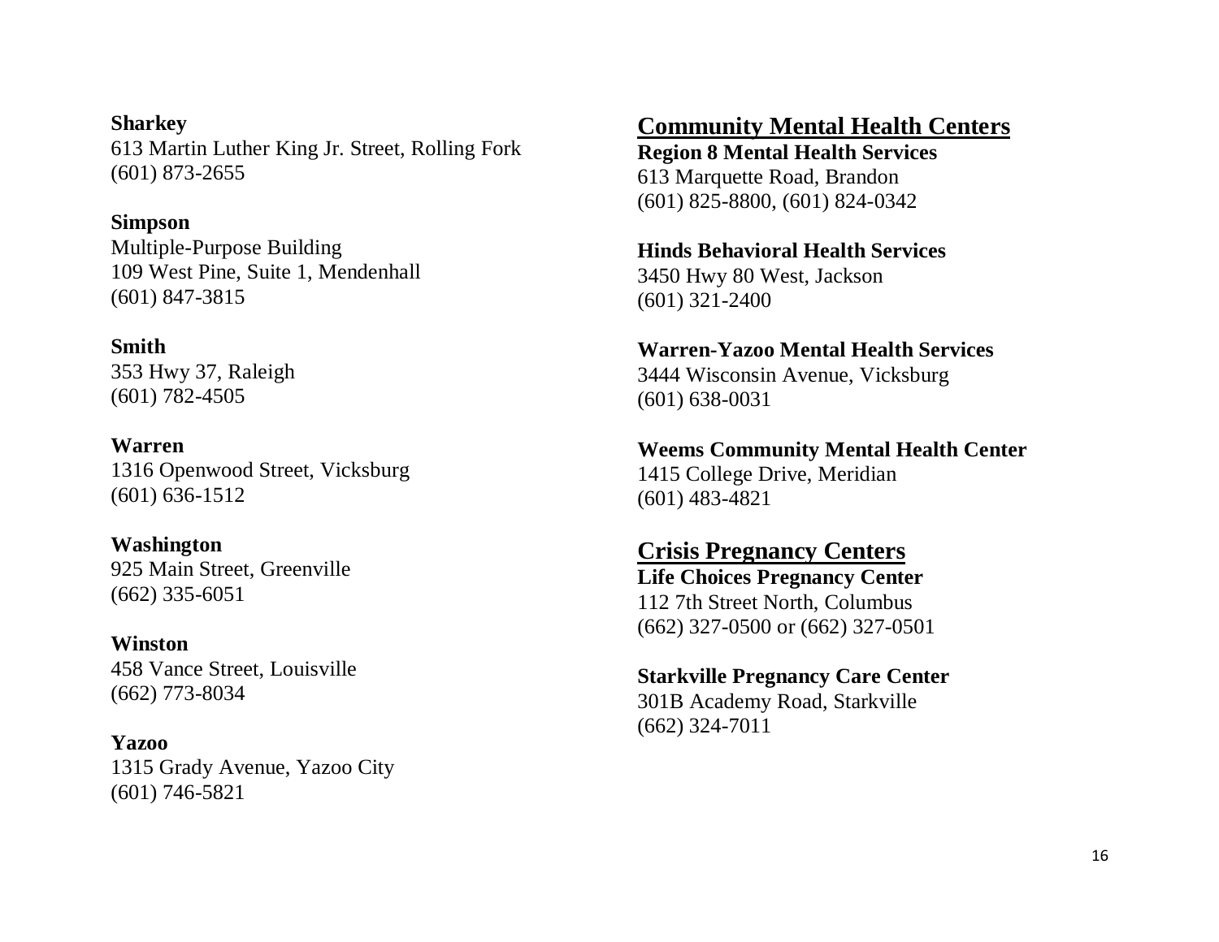**Sharkey**
613 Martin Luther King Jr. Street, Rolling Fork
(601) 873-2655

**Simpson**
Multiple-Purpose Building
109 West Pine, Suite 1, Mendenhall
(601) 847-3815

**Smith**
353 Hwy 37, Raleigh
(601) 782-4505

**Warren**
1316 Openwood Street, Vicksburg
(601) 636-1512

**Washington**
925 Main Street, Greenville
(662) 335-6051

**Winston**
458 Vance Street, Louisville
(662) 773-8034

**Yazoo**
1315 Grady Avenue, Yazoo City
(601) 746-5821

## Community Mental Health Centers

**Region 8 Mental Health Services**
613 Marquette Road, Brandon
(601) 825-8800, (601) 824-0342

**Hinds Behavioral Health Services**
3450 Hwy 80 West, Jackson
(601) 321-2400

**Warren-Yazoo Mental Health Services**
3444 Wisconsin Avenue, Vicksburg
(601) 638-0031

**Weems Community Mental Health Center**
1415 College Drive, Meridian
(601) 483-4821

## Crisis Pregnancy Centers

**Life Choices Pregnancy Center**
112 7th Street North, Columbus
(662) 327-0500 or (662) 327-0501

**Starkville Pregnancy Care Center**
301B Academy Road, Starkville
(662) 324-7011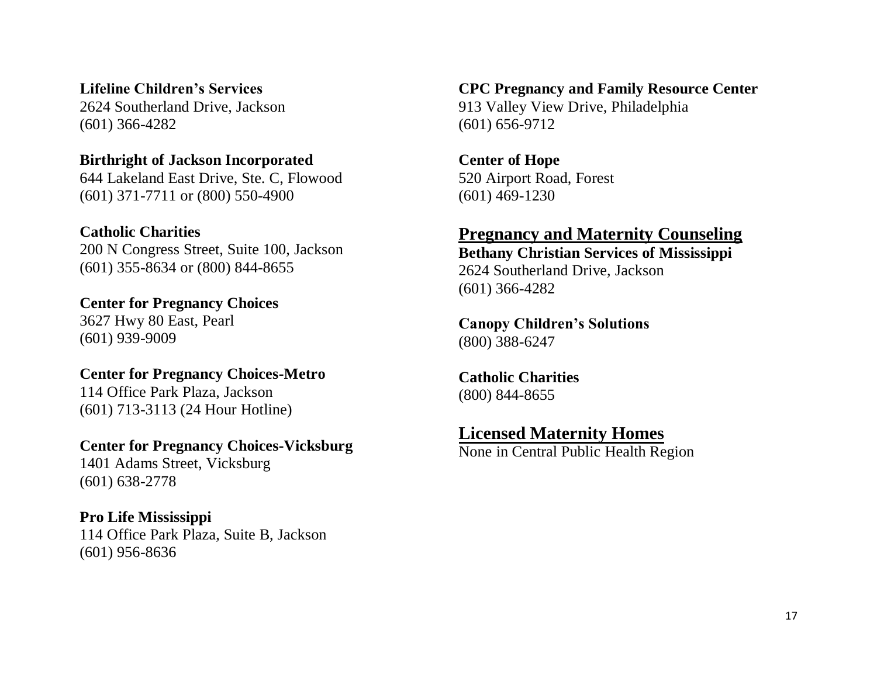**Lifeline Children's Services**
2624 Southerland Drive, Jackson
(601) 366-4282

**Birthright of Jackson Incorporated**
644 Lakeland East Drive, Ste. C, Flowood
(601) 371-7711 or (800) 550-4900

**Catholic Charities**
200 N Congress Street, Suite 100, Jackson
(601) 355-8634 or (800) 844-8655

**Center for Pregnancy Choices**
3627 Hwy 80 East, Pearl
(601) 939-9009

**Center for Pregnancy Choices-Metro**
114 Office Park Plaza, Jackson
(601) 713-3113 (24 Hour Hotline)

**Center for Pregnancy Choices-Vicksburg**
1401 Adams Street, Vicksburg
(601) 638-2778

**Pro Life Mississippi**
114 Office Park Plaza, Suite B, Jackson
(601) 956-8636

**CPC Pregnancy and Family Resource Center**
913 Valley View Drive, Philadelphia
(601) 656-9712

**Center of Hope**
520 Airport Road, Forest
(601) 469-1230

## Pregnancy and Maternity Counseling

**Bethany Christian Services of Mississippi**
2624 Southerland Drive, Jackson
(601) 366-4282

**Canopy Children's Solutions**
(800) 388-6247

**Catholic Charities**
(800) 844-8655

## Licensed Maternity Homes

None in Central Public Health Region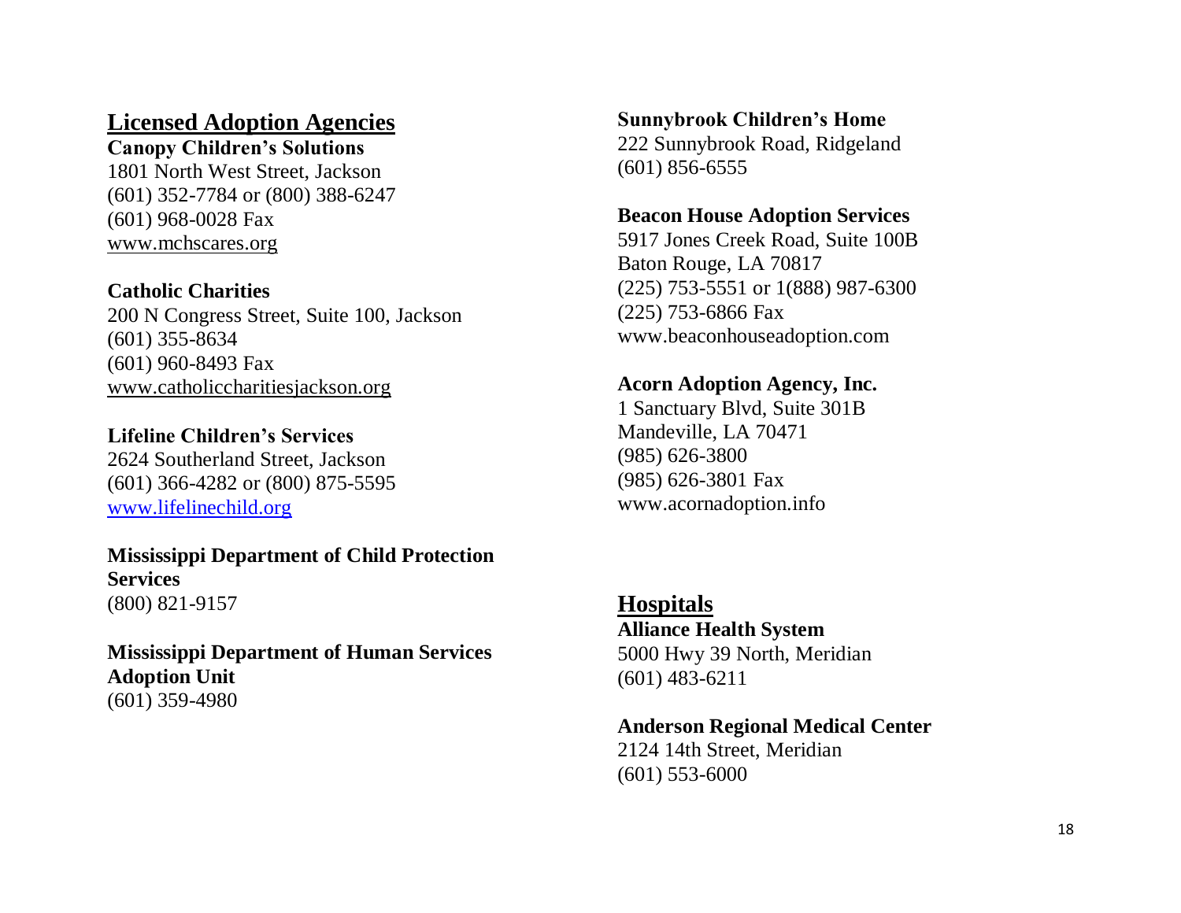## Licensed Adoption Agencies

**Canopy Children's Solutions**
1801 North West Street, Jackson
(601) 352-7784 or (800) 388-6247
(601) 968-0028 Fax
www.mchscares.org

**Catholic Charities**
200 N Congress Street, Suite 100, Jackson
(601) 355-8634
(601) 960-8493 Fax
www.catholiccharitiesjackson.org

**Lifeline Children's Services**
2624 Southerland Street, Jackson
(601) 366-4282 or (800) 875-5595
www.lifelinechild.org

**Mississippi Department of Child Protection Services**
(800) 821-9157

**Mississippi Department of Human Services Adoption Unit**
(601) 359-4980

**Sunnybrook Children's Home**
222 Sunnybrook Road, Ridgeland
(601) 856-6555

**Beacon House Adoption Services**
5917 Jones Creek Road, Suite 100B
Baton Rouge, LA 70817
(225) 753-5551 or 1(888) 987-6300
(225) 753-6866 Fax
www.beaconhouseadoption.com

**Acorn Adoption Agency, Inc.**
1 Sanctuary Blvd, Suite 301B
Mandeville, LA 70471
(985) 626-3800
(985) 626-3801 Fax
www.acornadoption.info

## Hospitals

**Alliance Health System**
5000 Hwy 39 North, Meridian
(601) 483-6211

**Anderson Regional Medical Center**
2124 14th Street, Meridian
(601) 553-6000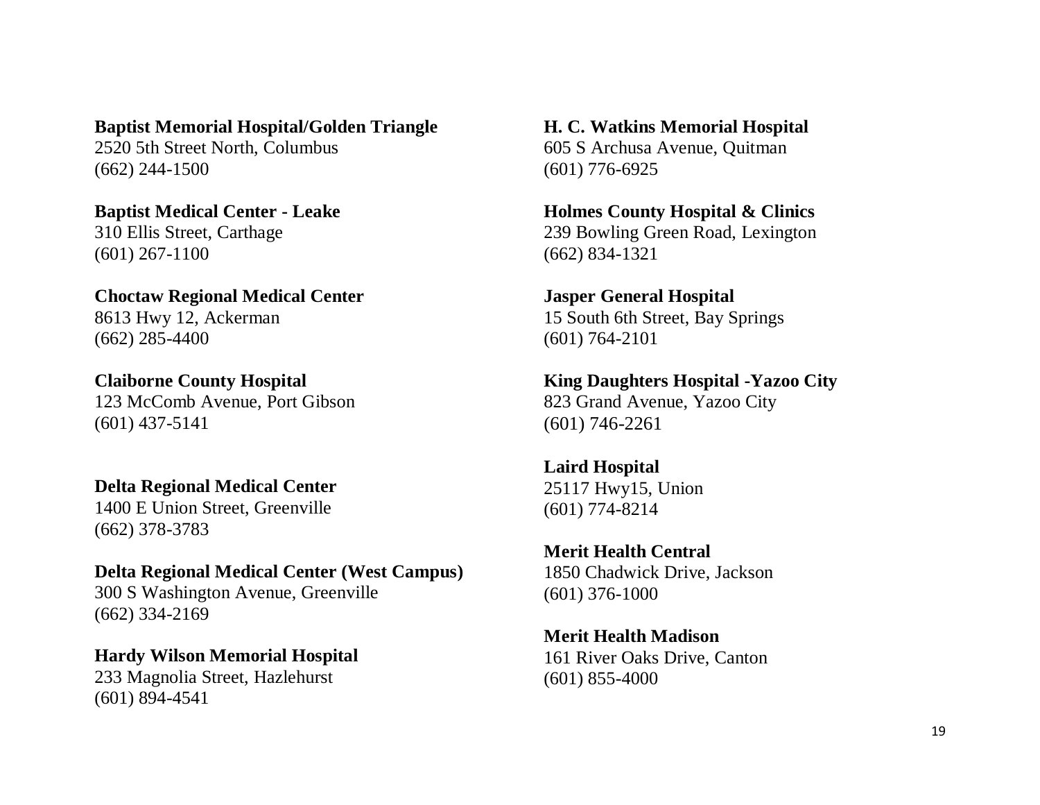**Baptist Memorial Hospital/Golden Triangle**
2520 5th Street North, Columbus
(662) 244-1500

**Baptist Medical Center - Leake**
310 Ellis Street, Carthage
(601) 267-1100

**Choctaw Regional Medical Center**
8613 Hwy 12, Ackerman
(662) 285-4400

**Claiborne County Hospital**
123 McComb Avenue, Port Gibson
(601) 437-5141

**Delta Regional Medical Center**
1400 E Union Street, Greenville
(662) 378-3783

**Delta Regional Medical Center (West Campus)**
300 S Washington Avenue, Greenville
(662) 334-2169

**Hardy Wilson Memorial Hospital**
233 Magnolia Street, Hazlehurst
(601) 894-4541

**H. C. Watkins Memorial Hospital**
605 S Archusa Avenue, Quitman
(601) 776-6925

**Holmes County Hospital & Clinics**
239 Bowling Green Road, Lexington
(662) 834-1321

**Jasper General Hospital**
15 South 6th Street, Bay Springs
(601) 764-2101

**King Daughters Hospital -Yazoo City**
823 Grand Avenue, Yazoo City
(601) 746-2261

**Laird Hospital**
25117 Hwy15, Union
(601) 774-8214

**Merit Health Central**
1850 Chadwick Drive, Jackson
(601) 376-1000

**Merit Health Madison**
161 River Oaks Drive, Canton
(601) 855-4000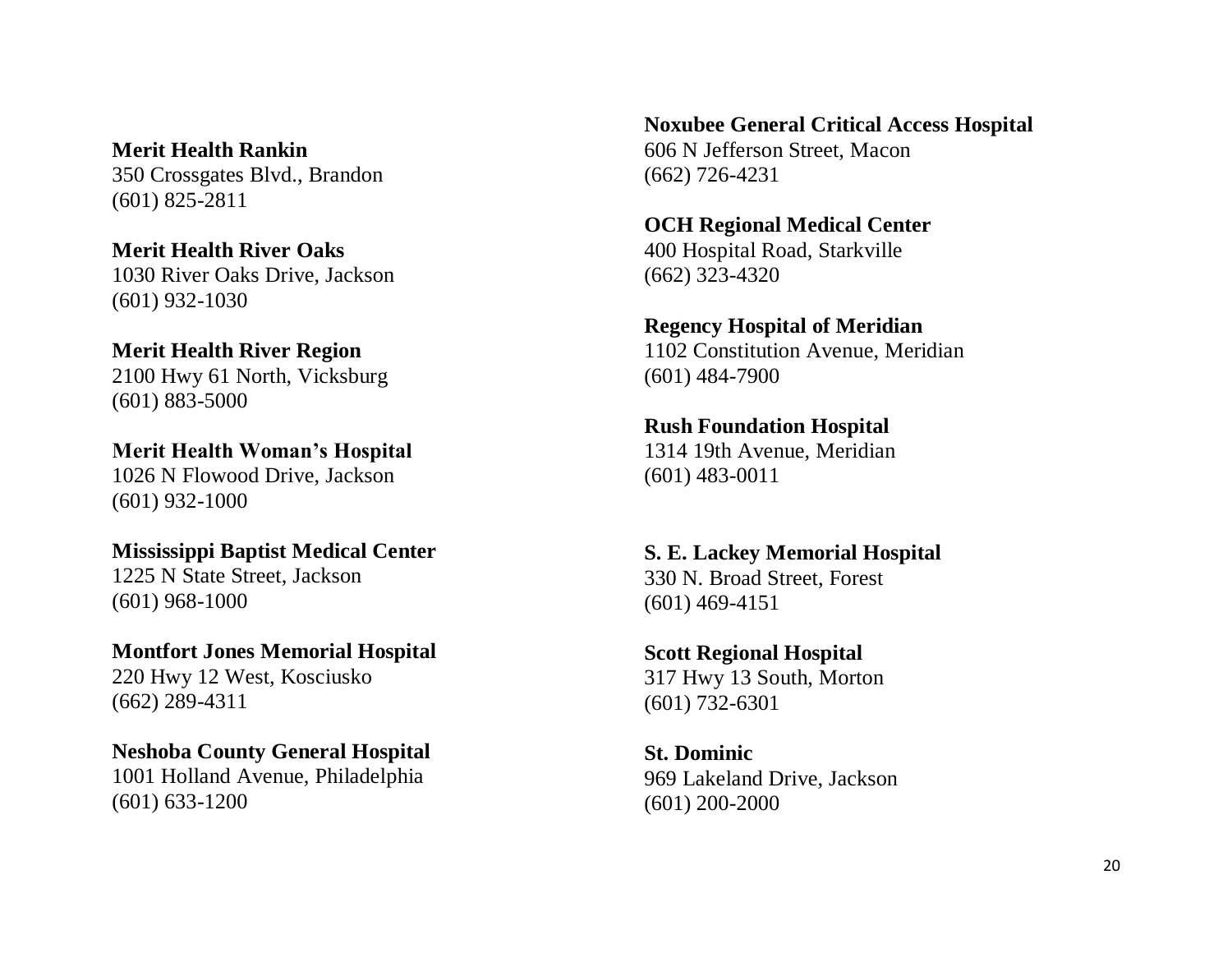**Merit Health Rankin**
350 Crossgates Blvd., Brandon
(601) 825-2811

**Merit Health River Oaks**
1030 River Oaks Drive, Jackson
(601) 932-1030

**Merit Health River Region**
2100 Hwy 61 North, Vicksburg
(601) 883-5000

**Merit Health Woman's Hospital**
1026 N Flowood Drive, Jackson
(601) 932-1000

**Mississippi Baptist Medical Center**
1225 N State Street, Jackson
(601) 968-1000

**Montfort Jones Memorial Hospital**
220 Hwy 12 West, Kosciusko
(662) 289-4311

**Neshoba County General Hospital**
1001 Holland Avenue, Philadelphia
(601) 633-1200

**Noxubee General Critical Access Hospital**
606 N Jefferson Street, Macon
(662) 726-4231

**OCH Regional Medical Center**
400 Hospital Road, Starkville
(662) 323-4320

**Regency Hospital of Meridian**
1102 Constitution Avenue, Meridian
(601) 484-7900

**Rush Foundation Hospital**
1314 19th Avenue, Meridian
(601) 483-0011

**S. E. Lackey Memorial Hospital**
330 N. Broad Street, Forest
(601) 469-4151

**Scott Regional Hospital**
317 Hwy 13 South, Morton
(601) 732-6301

**St. Dominic**
969 Lakeland Drive, Jackson
(601) 200-2000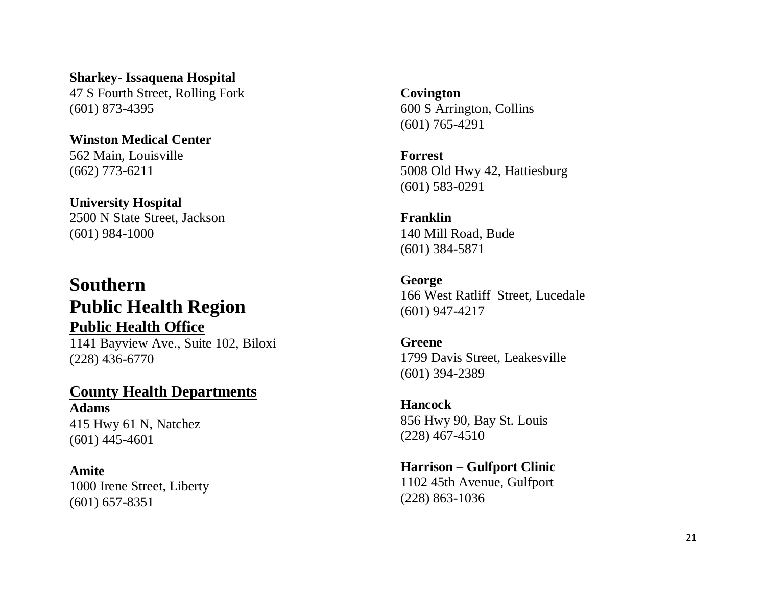**Sharkey- Issaquena Hospital**
47 S Fourth Street, Rolling Fork
(601) 873-4395

**Winston Medical Center**
562 Main, Louisville
(662) 773-6211

**University Hospital**
2500 N State Street, Jackson
(601) 984-1000

# Southern Public Health Region

## Public Health Office

1141 Bayview Ave., Suite 102, Biloxi
(228) 436-6770

## County Health Departments

**Adams**
415 Hwy 61 N, Natchez
(601) 445-4601

**Amite**
1000 Irene Street, Liberty
(601) 657-8351

**Covington**
600 S Arrington, Collins
(601) 765-4291

**Forrest**
5008 Old Hwy 42, Hattiesburg
(601) 583-0291

**Franklin**
140 Mill Road, Bude
(601) 384-5871

**George**
166 West Ratliff Street, Lucedale
(601) 947-4217

**Greene**
1799 Davis Street, Leakesville
(601) 394-2389

**Hancock**
856 Hwy 90, Bay St. Louis
(228) 467-4510

**Harrison – Gulfport Clinic**
1102 45th Avenue, Gulfport
(228) 863-1036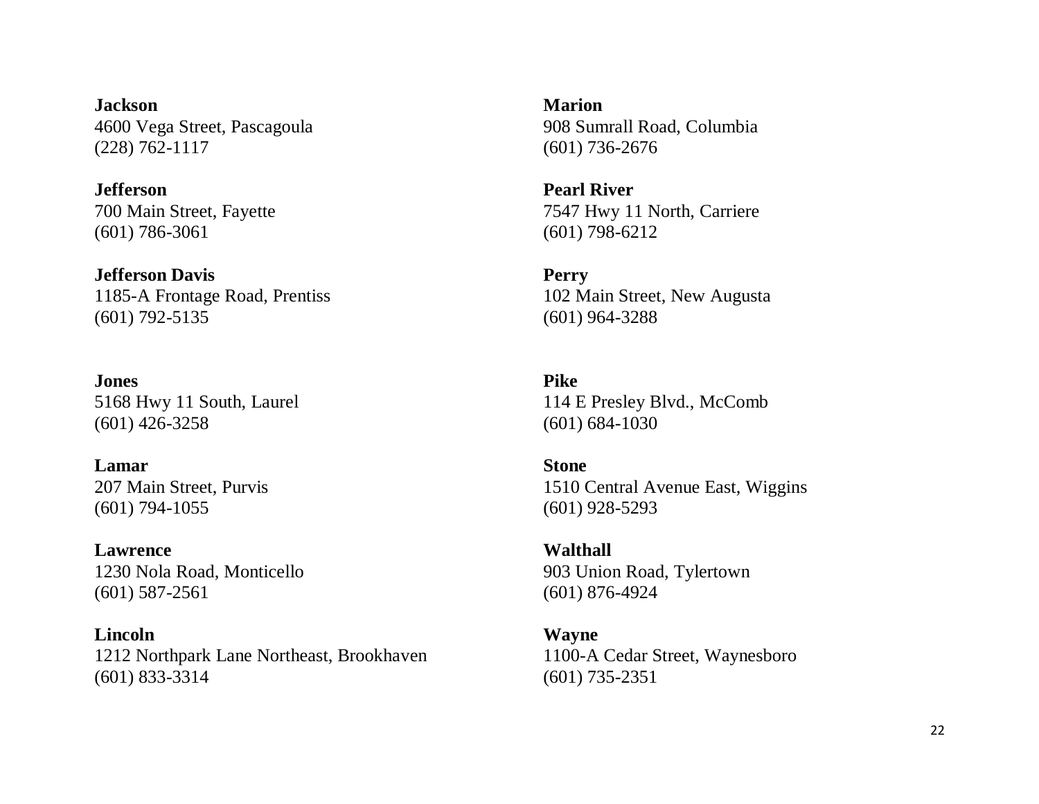**Jackson**
4600 Vega Street, Pascagoula
(228) 762-1117

**Jefferson**
700 Main Street, Fayette
(601) 786-3061

**Jefferson Davis**
1185-A Frontage Road, Prentiss
(601) 792-5135

**Jones**
5168 Hwy 11 South, Laurel
(601) 426-3258

**Lamar**
207 Main Street, Purvis
(601) 794-1055

**Lawrence**
1230 Nola Road, Monticello
(601) 587-2561

**Lincoln**
1212 Northpark Lane Northeast, Brookhaven
(601) 833-3314

**Marion**
908 Sumrall Road, Columbia
(601) 736-2676

**Pearl River**
7547 Hwy 11 North, Carriere
(601) 798-6212

**Perry**
102 Main Street, New Augusta
(601) 964-3288

**Pike**
114 E Presley Blvd., McComb
(601) 684-1030

**Stone**
1510 Central Avenue East, Wiggins
(601) 928-5293

**Walthall**
903 Union Road, Tylertown
(601) 876-4924

**Wayne**
1100-A Cedar Street, Waynesboro
(601) 735-2351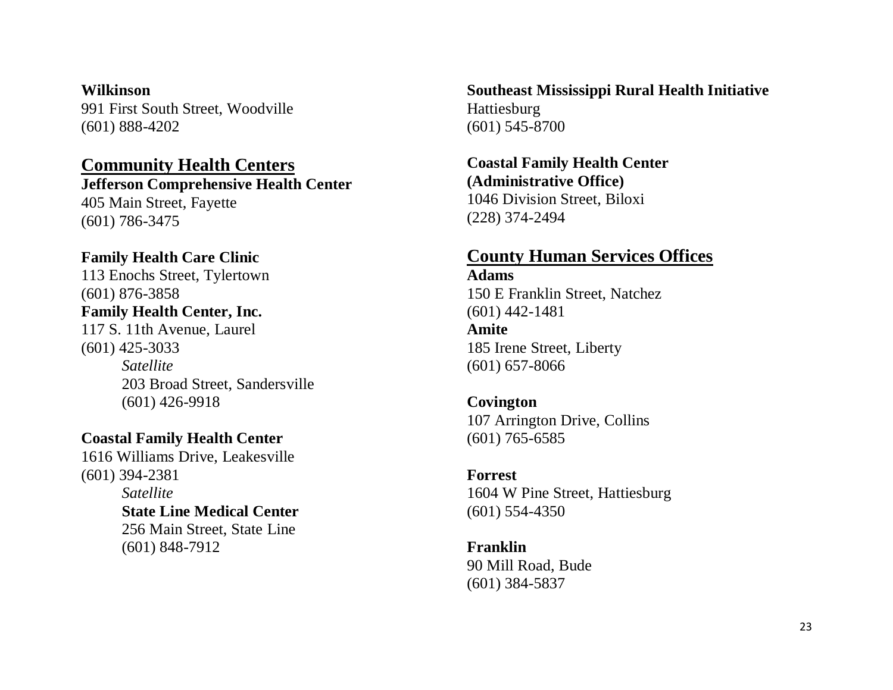**Wilkinson**
991 First South Street, Woodville
(601) 888-4202

## Community Health Centers

**Jefferson Comprehensive Health Center**
405 Main Street, Fayette
(601) 786-3475

**Family Health Care Clinic**
113 Enochs Street, Tylertown
(601) 876-3858

**Family Health Center, Inc.**
117 S. 11th Avenue, Laurel
(601) 425-3033

*Satellite*
203 Broad Street, Sandersville
(601) 426-9918

**Coastal Family Health Center**
1616 Williams Drive, Leakesville
(601) 394-2381

*Satellite*
**State Line Medical Center**
256 Main Street, State Line
(601) 848-7912

**Southeast Mississippi Rural Health Initiative**
Hattiesburg
(601) 545-8700

**Coastal Family Health Center (Administrative Office)**
1046 Division Street, Biloxi
(228) 374-2494

## County Human Services Offices

**Adams**
150 E Franklin Street, Natchez
(601) 442-1481

**Amite**
185 Irene Street, Liberty
(601) 657-8066

**Covington**
107 Arrington Drive, Collins
(601) 765-6585

**Forrest**
1604 W Pine Street, Hattiesburg
(601) 554-4350

**Franklin**
90 Mill Road, Bude
(601) 384-5837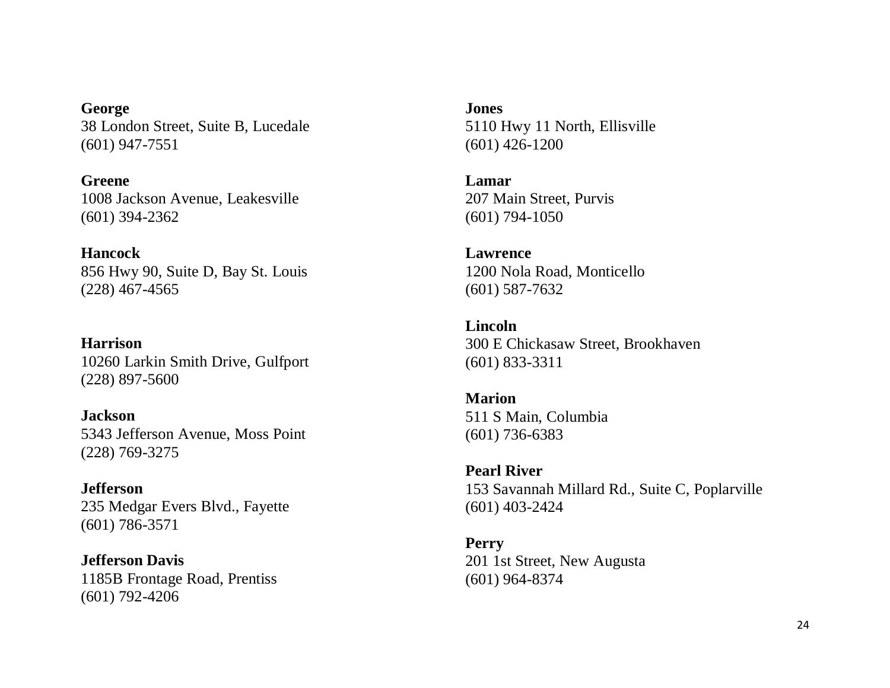**George**
38 London Street, Suite B, Lucedale
(601) 947-7551

**Greene**
1008 Jackson Avenue, Leakesville
(601) 394-2362

**Hancock**
856 Hwy 90, Suite D, Bay St. Louis
(228) 467-4565

**Harrison**
10260 Larkin Smith Drive, Gulfport
(228) 897-5600

**Jackson**
5343 Jefferson Avenue, Moss Point
(228) 769-3275

**Jefferson**
235 Medgar Evers Blvd., Fayette
(601) 786-3571

**Jefferson Davis**
1185B Frontage Road, Prentiss
(601) 792-4206

**Jones**
5110 Hwy 11 North, Ellisville
(601) 426-1200

**Lamar**
207 Main Street, Purvis
(601) 794-1050

**Lawrence**
1200 Nola Road, Monticello
(601) 587-7632

**Lincoln**
300 E Chickasaw Street, Brookhaven
(601) 833-3311

**Marion**
511 S Main, Columbia
(601) 736-6383

**Pearl River**
153 Savannah Millard Rd., Suite C, Poplarville
(601) 403-2424

**Perry**
201 1st Street, New Augusta
(601) 964-8374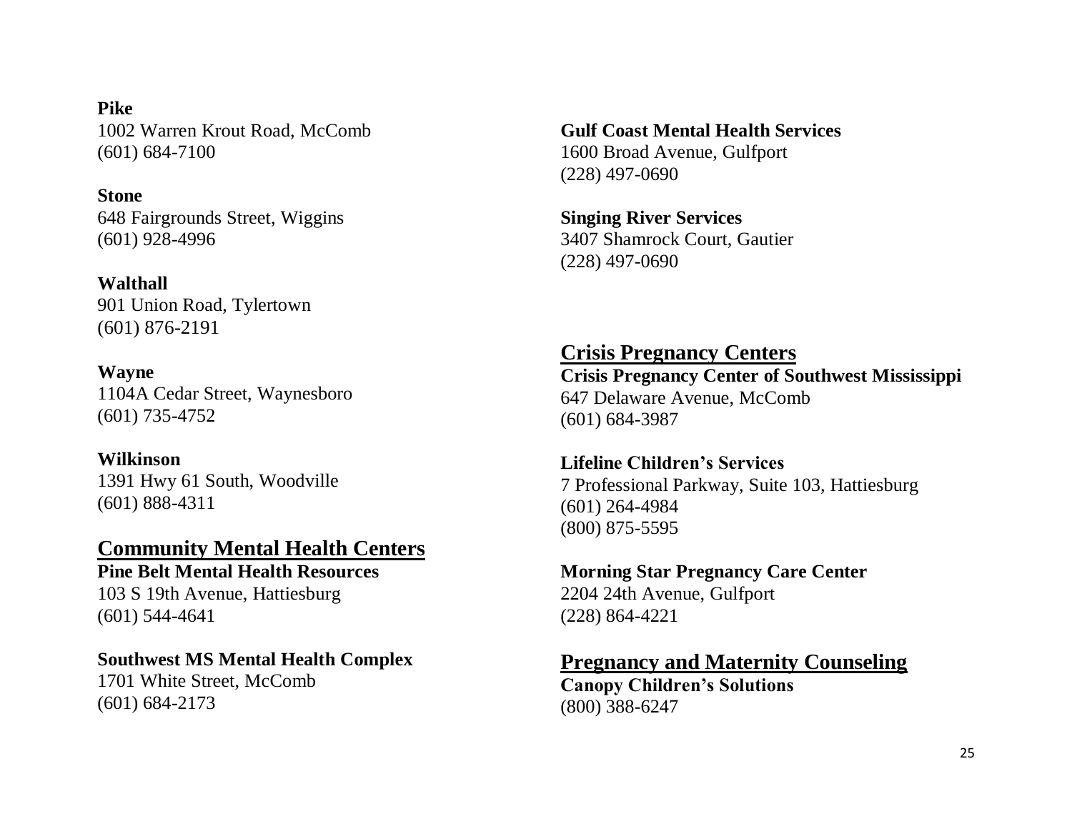**Pike**
1002 Warren Krout Road, McComb
(601) 684-7100

**Stone**
648 Fairgrounds Street, Wiggins
(601) 928-4996

**Walthall**
901 Union Road, Tylertown
(601) 876-2191

**Wayne**
1104A Cedar Street, Waynesboro
(601) 735-4752

**Wilkinson**
1391 Hwy 61 South, Woodville
(601) 888-4311

## Community Mental Health Centers

**Pine Belt Mental Health Resources**
103 S 19th Avenue, Hattiesburg
(601) 544-4641

**Southwest MS Mental Health Complex**
1701 White Street, McComb
(601) 684-2173

**Gulf Coast Mental Health Services**
1600 Broad Avenue, Gulfport
(228) 497-0690

**Singing River Services**
3407 Shamrock Court, Gautier
(228) 497-0690

## Crisis Pregnancy Centers

**Crisis Pregnancy Center of Southwest Mississippi**
647 Delaware Avenue, McComb
(601) 684-3987

**Lifeline Children's Services**
7 Professional Parkway, Suite 103, Hattiesburg
(601) 264-4984
(800) 875-5595

**Morning Star Pregnancy Care Center**
2204 24th Avenue, Gulfport
(228) 864-4221

## Pregnancy and Maternity Counseling

**Canopy Children's Solutions**
(800) 388-6247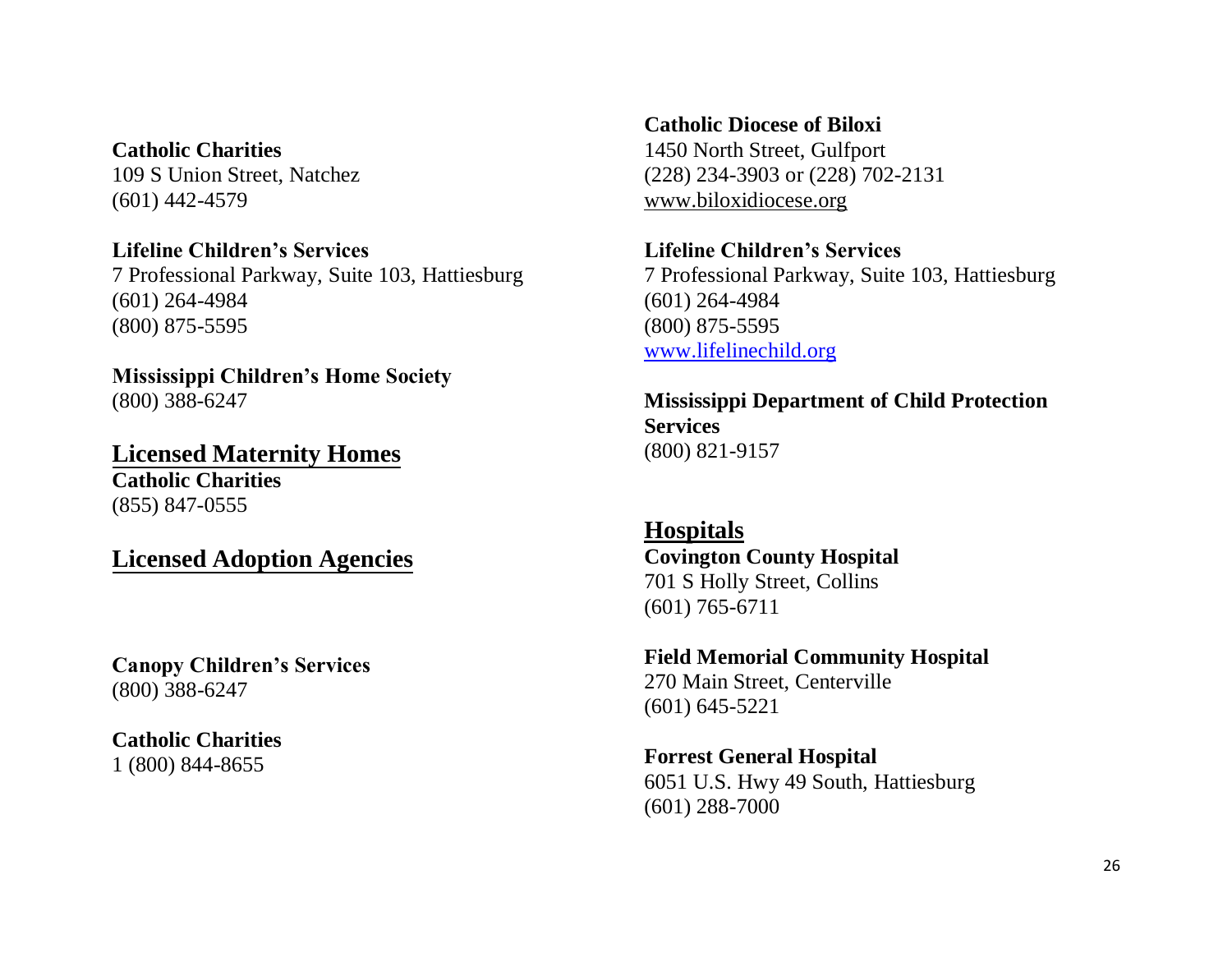**Catholic Charities**
109 S Union Street, Natchez
(601) 442-4579

**Lifeline Children's Services**
7 Professional Parkway, Suite 103, Hattiesburg
(601) 264-4984
(800) 875-5595

**Mississippi Children's Home Society**
(800) 388-6247

## Licensed Maternity Homes

**Catholic Charities**
(855) 847-0555

## Licensed Adoption Agencies

**Canopy Children's Services**
(800) 388-6247

**Catholic Charities**
1 (800) 844-8655

**Catholic Diocese of Biloxi**
1450 North Street, Gulfport
(228) 234-3903 or (228) 702-2131
www.biloxidiocese.org

**Lifeline Children's Services**
7 Professional Parkway, Suite 103, Hattiesburg
(601) 264-4984
(800) 875-5595
www.lifelinechild.org

**Mississippi Department of Child Protection Services**
(800) 821-9157

## Hospitals

**Covington County Hospital**
701 S Holly Street, Collins
(601) 765-6711

**Field Memorial Community Hospital**
270 Main Street, Centerville
(601) 645-5221

**Forrest General Hospital**
6051 U.S. Hwy 49 South, Hattiesburg
(601) 288-7000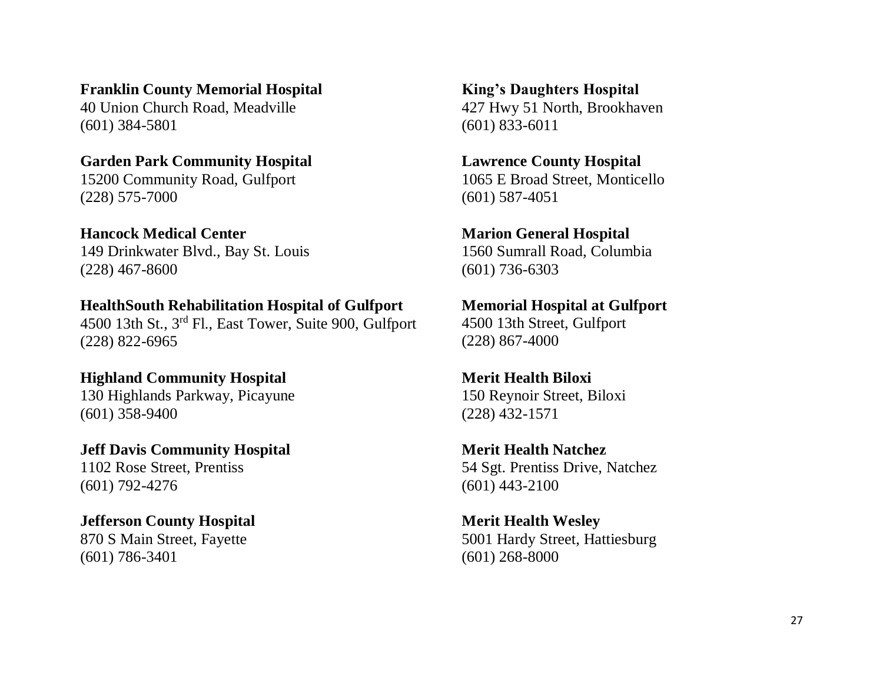**Franklin County Memorial Hospital**
40 Union Church Road, Meadville
(601) 384-5801

**Garden Park Community Hospital**
15200 Community Road, Gulfport
(228) 575-7000

**Hancock Medical Center**
149 Drinkwater Blvd., Bay St. Louis
(228) 467-8600

**HealthSouth Rehabilitation Hospital of Gulfport**
4500 13th St., 3rd Fl., East Tower, Suite 900, Gulfport
(228) 822-6965

**Highland Community Hospital**
130 Highlands Parkway, Picayune
(601) 358-9400

**Jeff Davis Community Hospital**
1102 Rose Street, Prentiss
(601) 792-4276

**Jefferson County Hospital**
870 S Main Street, Fayette
(601) 786-3401

**King's Daughters Hospital**
427 Hwy 51 North, Brookhaven
(601) 833-6011

**Lawrence County Hospital**
1065 E Broad Street, Monticello
(601) 587-4051

**Marion General Hospital**
1560 Sumrall Road, Columbia
(601) 736-6303

**Memorial Hospital at Gulfport**
4500 13th Street, Gulfport
(228) 867-4000

**Merit Health Biloxi**
150 Reynoir Street, Biloxi
(228) 432-1571

**Merit Health Natchez**
54 Sgt. Prentiss Drive, Natchez
(601) 443-2100

**Merit Health Wesley**
5001 Hardy Street, Hattiesburg
(601) 268-8000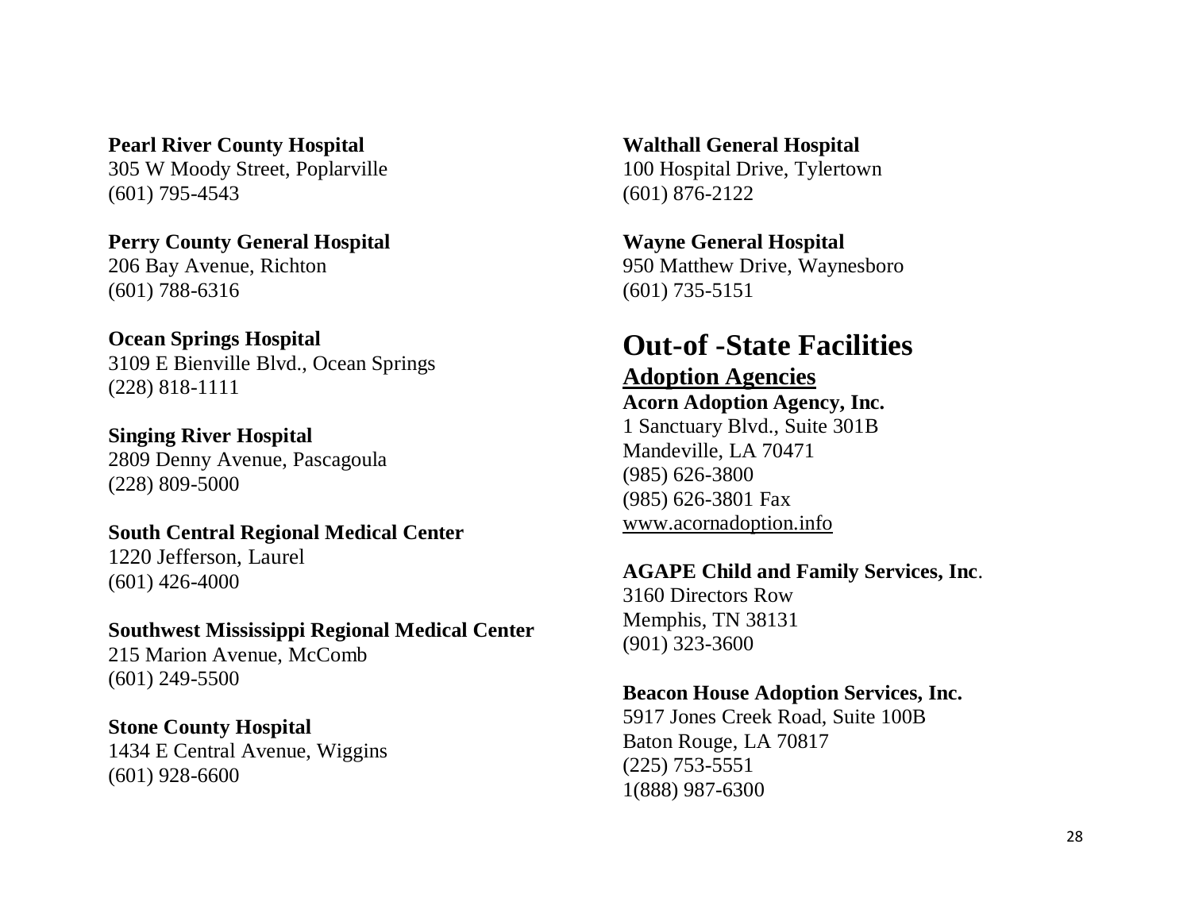**Pearl River County Hospital**
305 W Moody Street, Poplarville
(601) 795-4543

**Perry County General Hospital**
206 Bay Avenue, Richton
(601) 788-6316

**Ocean Springs Hospital**
3109 E Bienville Blvd., Ocean Springs
(228) 818-1111

**Singing River Hospital**
2809 Denny Avenue, Pascagoula
(228) 809-5000

**South Central Regional Medical Center**
1220 Jefferson, Laurel
(601) 426-4000

**Southwest Mississippi Regional Medical Center**
215 Marion Avenue, McComb
(601) 249-5500

**Stone County Hospital**
1434 E Central Avenue, Wiggins
(601) 928-6600

**Walthall General Hospital**
100 Hospital Drive, Tylertown
(601) 876-2122

**Wayne General Hospital**
950 Matthew Drive, Waynesboro
(601) 735-5151

# Out-of -State Facilities

## Adoption Agencies

**Acorn Adoption Agency, Inc.**
1 Sanctuary Blvd., Suite 301B
Mandeville, LA 70471
(985) 626-3800
(985) 626-3801 Fax
www.acornadoption.info

**AGAPE Child and Family Services, Inc**.
3160 Directors Row
Memphis, TN 38131
(901) 323-3600

**Beacon House Adoption Services, Inc.**
5917 Jones Creek Road, Suite 100B
Baton Rouge, LA 70817
(225) 753-5551
1(888) 987-6300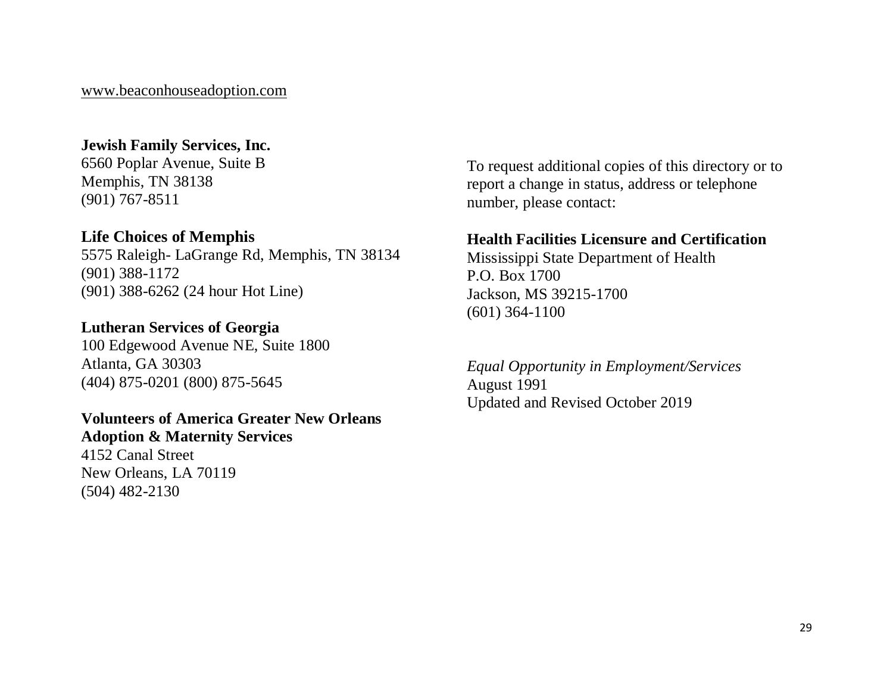www.beaconhouseadoption.com

**Jewish Family Services, Inc.**
6560 Poplar Avenue, Suite B
Memphis, TN 38138
(901) 767-8511

**Life Choices of Memphis**
5575 Raleigh- LaGrange Rd, Memphis, TN 38134
(901) 388-1172
(901) 388-6262 (24 hour Hot Line)

**Lutheran Services of Georgia**
100 Edgewood Avenue NE, Suite 1800
Atlanta, GA 30303
(404) 875-0201 (800) 875-5645

**Volunteers of America Greater New Orleans Adoption & Maternity Services**
4152 Canal Street
New Orleans, LA 70119
(504) 482-2130

To request additional copies of this directory or to report a change in status, address or telephone number, please contact:

**Health Facilities Licensure and Certification**
Mississippi State Department of Health
P.O. Box 1700
Jackson, MS 39215-1700
(601) 364-1100

*Equal Opportunity in Employment/Services*
August 1991
Updated and Revised October 2019